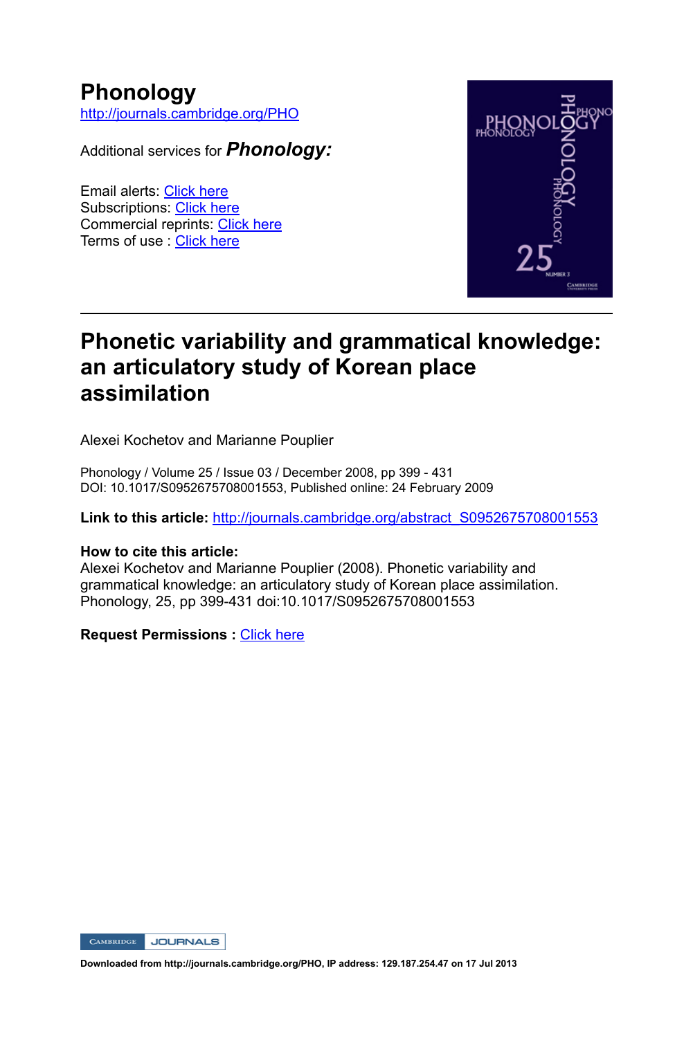# Phonology

http://journals.cambridge.org/PHO

Additional services for ***Phonology:***

Email alerts: Click here
Subscriptions: Click here
Commercial reprints: Click here
Terms of use : Click here

---

# Phonetic variability and grammatical knowledge: an articulatory study of Korean place assimilation

Alexei Kochetov and Marianne Pouplier

Phonology / Volume 25 / Issue 03 / December 2008, pp 399 - 431
DOI: 10.1017/S0952675708001553, Published online: 24 February 2009

**Link to this article:** http://journals.cambridge.org/abstract_S0952675708001553

**How to cite this article:**
Alexei Kochetov and Marianne Pouplier (2008). Phonetic variability and grammatical knowledge: an articulatory study of Korean place assimilation. Phonology, 25, pp 399-431 doi:10.1017/S0952675708001553

**Request Permissions :** Click here

**Downloaded from http://journals.cambridge.org/PHO, IP address: 129.187.254.47 on 17 Jul 2013**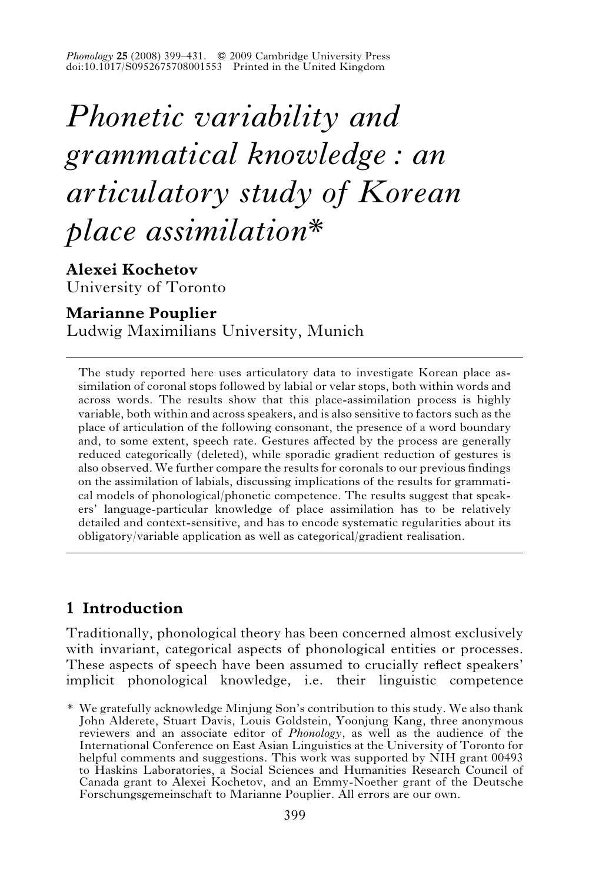# *Phonetic variability and grammatical knowledge : an articulatory study of Korean place assimilation**

**Alexei Kochetov**
University of Toronto

**Marianne Pouplier**
Ludwig Maximilians University, Munich

The study reported here uses articulatory data to investigate Korean place assimilation of coronal stops followed by labial or velar stops, both within words and across words. The results show that this place-assimilation process is highly variable, both within and across speakers, and is also sensitive to factors such as the place of articulation of the following consonant, the presence of a word boundary and, to some extent, speech rate. Gestures affected by the process are generally reduced categorically (deleted), while sporadic gradient reduction of gestures is also observed. We further compare the results for coronals to our previous findings on the assimilation of labials, discussing implications of the results for grammatical models of phonological/phonetic competence. The results suggest that speakers' language-particular knowledge of place assimilation has to be relatively detailed and context-sensitive, and has to encode systematic regularities about its obligatory/variable application as well as categorical/gradient realisation.

## 1 Introduction

Traditionally, phonological theory has been concerned almost exclusively with invariant, categorical aspects of phonological entities or processes. These aspects of speech have been assumed to crucially reflect speakers' implicit phonological knowledge, i.e. their linguistic competence

\* We gratefully acknowledge Minjung Son's contribution to this study. We also thank John Alderete, Stuart Davis, Louis Goldstein, Yoonjung Kang, three anonymous reviewers and an associate editor of *Phonology*, as well as the audience of the International Conference on East Asian Linguistics at the University of Toronto for helpful comments and suggestions. This work was supported by NIH grant 00493 to Haskins Laboratories, a Social Sciences and Humanities Research Council of Canada grant to Alexei Kochetov, and an Emmy-Noether grant of the Deutsche Forschungsgemeinschaft to Marianne Pouplier. All errors are our own.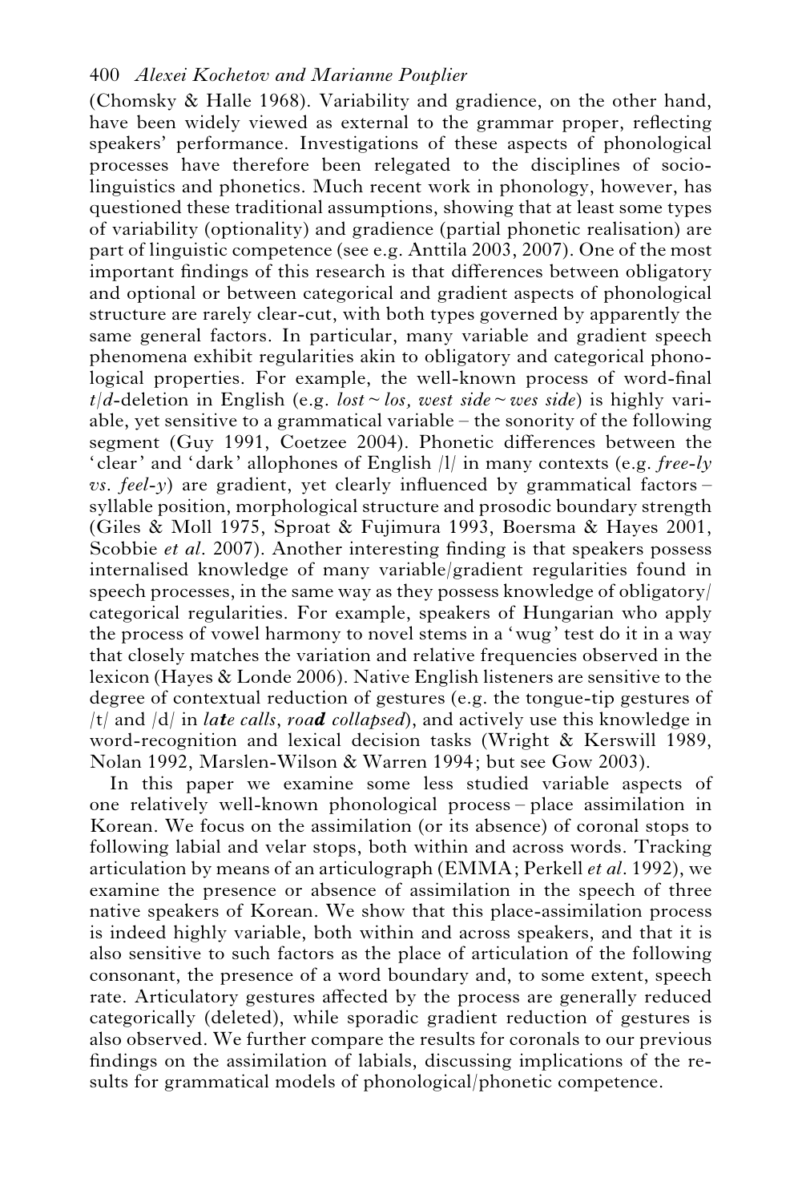(Chomsky & Halle 1968). Variability and gradience, on the other hand, have been widely viewed as external to the grammar proper, reflecting speakers' performance. Investigations of these aspects of phonological processes have therefore been relegated to the disciplines of sociolinguistics and phonetics. Much recent work in phonology, however, has questioned these traditional assumptions, showing that at least some types of variability (optionality) and gradience (partial phonetic realisation) are part of linguistic competence (see e.g. Anttila 2003, 2007). One of the most important findings of this research is that differences between obligatory and optional or between categorical and gradient aspects of phonological structure are rarely clear-cut, with both types governed by apparently the same general factors. In particular, many variable and gradient speech phenomena exhibit regularities akin to obligatory and categorical phonological properties. For example, the well-known process of word-final *t*/*d*-deletion in English (e.g. *lost* ~ *los, west side* ~ *wes side*) is highly variable, yet sensitive to a grammatical variable – the sonority of the following segment (Guy 1991, Coetzee 2004). Phonetic differences between the 'clear' and 'dark' allophones of English /l/ in many contexts (e.g. *free-ly vs. feel-y*) are gradient, yet clearly influenced by grammatical factors – syllable position, morphological structure and prosodic boundary strength (Giles & Moll 1975, Sproat & Fujimura 1993, Boersma & Hayes 2001, Scobbie *et al*. 2007). Another interesting finding is that speakers possess internalised knowledge of many variable/gradient regularities found in speech processes, in the same way as they possess knowledge of obligatory/categorical regularities. For example, speakers of Hungarian who apply the process of vowel harmony to novel stems in a 'wug' test do it in a way that closely matches the variation and relative frequencies observed in the lexicon (Hayes & Londe 2006). Native English listeners are sensitive to the degree of contextual reduction of gestures (e.g. the tongue-tip gestures of /t/ and /d/ in *la**t**e calls*, *roa**d** collapsed*), and actively use this knowledge in word-recognition and lexical decision tasks (Wright & Kerswill 1989, Nolan 1992, Marslen-Wilson & Warren 1994; but see Gow 2003).

In this paper we examine some less studied variable aspects of one relatively well-known phonological process – place assimilation in Korean. We focus on the assimilation (or its absence) of coronal stops to following labial and velar stops, both within and across words. Tracking articulation by means of an articulograph (EMMA; Perkell *et al*. 1992), we examine the presence or absence of assimilation in the speech of three native speakers of Korean. We show that this place-assimilation process is indeed highly variable, both within and across speakers, and that it is also sensitive to such factors as the place of articulation of the following consonant, the presence of a word boundary and, to some extent, speech rate. Articulatory gestures affected by the process are generally reduced categorically (deleted), while sporadic gradient reduction of gestures is also observed. We further compare the results for coronals to our previous findings on the assimilation of labials, discussing implications of the results for grammatical models of phonological/phonetic competence.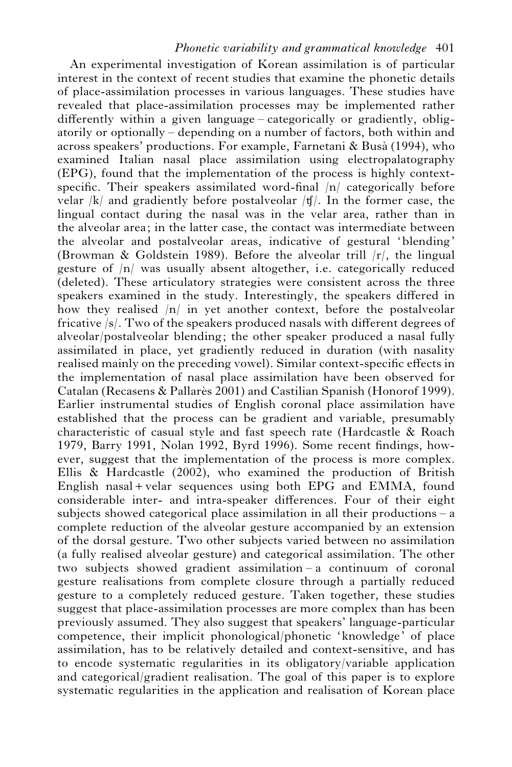An experimental investigation of Korean assimilation is of particular interest in the context of recent studies that examine the phonetic details of place-assimilation processes in various languages. These studies have revealed that place-assimilation processes may be implemented rather differently within a given language – categorically or gradiently, obligatorily or optionally – depending on a number of factors, both within and across speakers' productions. For example, Farnetani & Busà (1994), who examined Italian nasal place assimilation using electropalatography (EPG), found that the implementation of the process is highly context-specific. Their speakers assimilated word-final /n/ categorically before velar /k/ and gradiently before postalveolar /ʧ/. In the former case, the lingual contact during the nasal was in the velar area, rather than in the alveolar area; in the latter case, the contact was intermediate between the alveolar and postalveolar areas, indicative of gestural 'blending' (Browman & Goldstein 1989). Before the alveolar trill /r/, the lingual gesture of /n/ was usually absent altogether, i.e. categorically reduced (deleted). These articulatory strategies were consistent across the three speakers examined in the study. Interestingly, the speakers differed in how they realised /n/ in yet another context, before the postalveolar fricative /s/. Two of the speakers produced nasals with different degrees of alveolar/postalveolar blending; the other speaker produced a nasal fully assimilated in place, yet gradiently reduced in duration (with nasality realised mainly on the preceding vowel). Similar context-specific effects in the implementation of nasal place assimilation have been observed for Catalan (Recasens & Pallarès 2001) and Castilian Spanish (Honorof 1999). Earlier instrumental studies of English coronal place assimilation have established that the process can be gradient and variable, presumably characteristic of casual style and fast speech rate (Hardcastle & Roach 1979, Barry 1991, Nolan 1992, Byrd 1996). Some recent findings, however, suggest that the implementation of the process is more complex. Ellis & Hardcastle (2002), who examined the production of British English nasal + velar sequences using both EPG and EMMA, found considerable inter- and intra-speaker differences. Four of their eight subjects showed categorical place assimilation in all their productions – a complete reduction of the alveolar gesture accompanied by an extension of the dorsal gesture. Two other subjects varied between no assimilation (a fully realised alveolar gesture) and categorical assimilation. The other two subjects showed gradient assimilation – a continuum of coronal gesture realisations from complete closure through a partially reduced gesture to a completely reduced gesture. Taken together, these studies suggest that place-assimilation processes are more complex than has been previously assumed. They also suggest that speakers' language-particular competence, their implicit phonological/phonetic 'knowledge' of place assimilation, has to be relatively detailed and context-sensitive, and has to encode systematic regularities in its obligatory/variable application and categorical/gradient realisation. The goal of this paper is to explore systematic regularities in the application and realisation of Korean place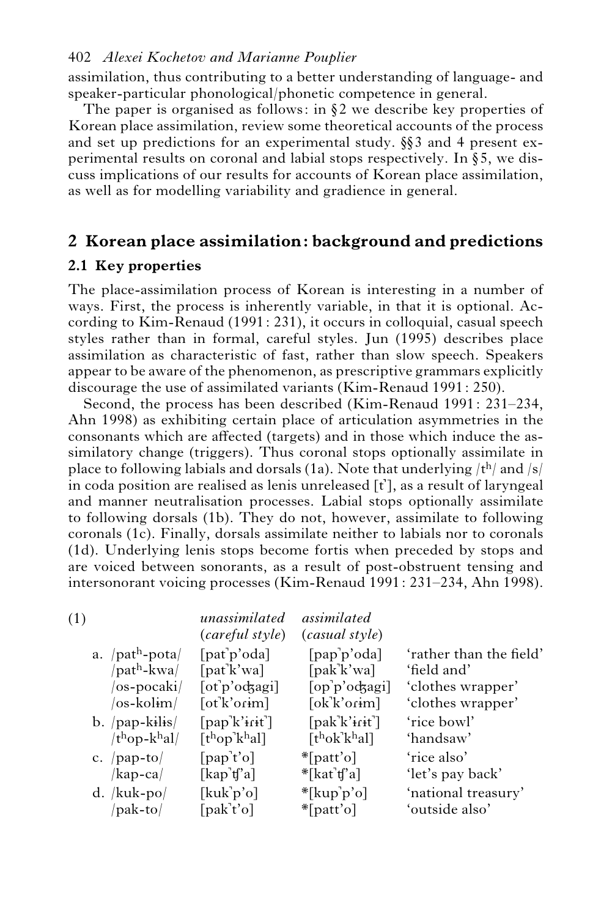assimilation, thus contributing to a better understanding of language- and speaker-particular phonological/phonetic competence in general.

The paper is organised as follows: in §2 we describe key properties of Korean place assimilation, review some theoretical accounts of the process and set up predictions for an experimental study. §§3 and 4 present experimental results on coronal and labial stops respectively. In §5, we discuss implications of our results for accounts of Korean place assimilation, as well as for modelling variability and gradience in general.

## 2 Korean place assimilation: background and predictions

### 2.1 Key properties

The place-assimilation process of Korean is interesting in a number of ways. First, the process is inherently variable, in that it is optional. According to Kim-Renaud (1991: 231), it occurs in colloquial, casual speech styles rather than in formal, careful styles. Jun (1995) describes place assimilation as characteristic of fast, rather than slow speech. Speakers appear to be aware of the phenomenon, as prescriptive grammars explicitly discourage the use of assimilated variants (Kim-Renaud 1991: 250).

Second, the process has been described (Kim-Renaud 1991: 231–234, Ahn 1998) as exhibiting certain place of articulation asymmetries in the consonants which are affected (targets) and in those which induce the assimilatory change (triggers). Thus coronal stops optionally assimilate in place to following labials and dorsals (1a). Note that underlying /tʰ/ and /s/ in coda position are realised as lenis unreleased [t̚], as a result of laryngeal and manner neutralisation processes. Labial stops optionally assimilate to following dorsals (1b). They do not, however, assimilate to following coronals (1c). Finally, dorsals assimilate neither to labials nor to coronals (1d). Underlying lenis stops become fortis when preceded by stops and are voiced between sonorants, as a result of post-obstruent tensing and intersonorant voicing processes (Kim-Renaud 1991: 231–234, Ahn 1998).

(1)

| | | *unassimilated* (*careful style*) | *assimilated* (*casual style*) | |
|---|---|---|---|---|
| a. | /patʰ-pota/ | [pat̚p’oda] | [pap̚p’oda] | ‘rather than the field’ |
| | /patʰ-kwa/ | [pat̚k’wa] | [pak̚k’wa] | ‘field and’ |
| | /os-pocaki/ | [ot̚p’odʒagi] | [op̚p’odʒagi] | ‘clothes wrapper’ |
| | /os-kolɨm/ | [ot̚k’orɨm] | [ok̚k’orɨm] | ‘clothes wrapper’ |
| b. | /pap-kɨlɨs/ | [pap̚k’ɨrɨt̚] | [pak̚k’ɨrɨt̚] | ‘rice bowl’ |
| | /tʰop-kʰal/ | [tʰop̚kʰal] | [tʰok̚kʰal] | ‘handsaw’ |
| c. | /pap-to/ | [pap̚t’o] | *[patt’o] | ‘rice also’ |
| | /kap-ca/ | [kap̚tʃ’a] | *[kat̚tʃ’a] | ‘let’s pay back’ |
| d. | /kuk-po/ | [kuk̚p’o] | *[kup̚p’o] | ‘national treasury’ |
| | /pak-to/ | [pak̚t’o] | *[patt’o] | ‘outside also’ |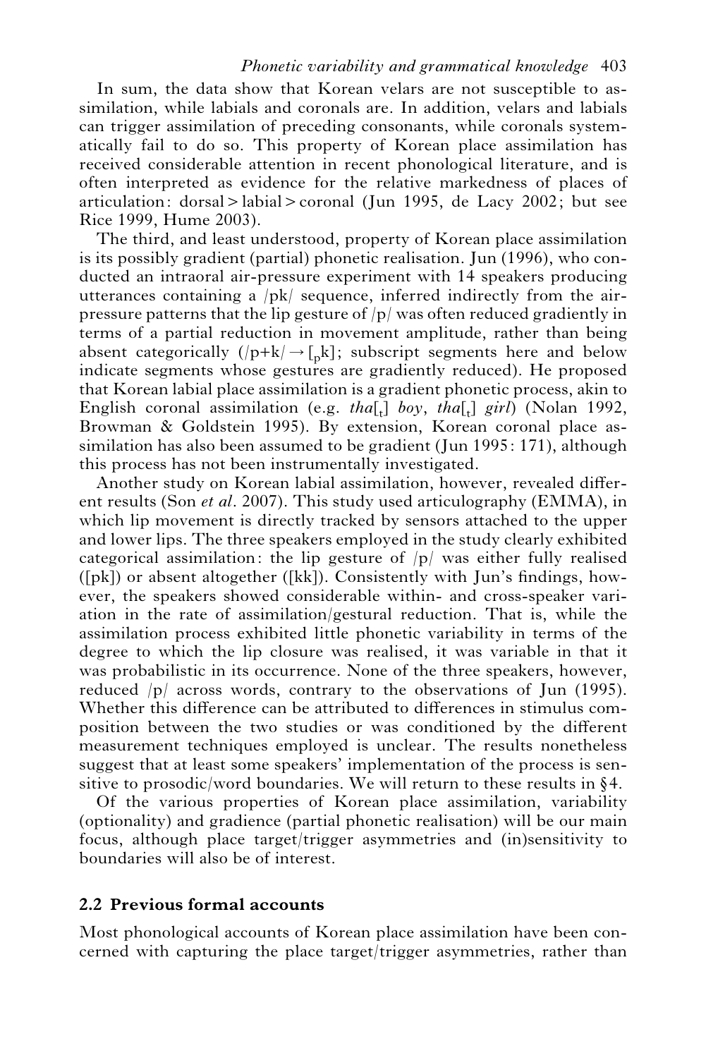In sum, the data show that Korean velars are not susceptible to assimilation, while labials and coronals are. In addition, velars and labials can trigger assimilation of preceding consonants, while coronals systematically fail to do so. This property of Korean place assimilation has received considerable attention in recent phonological literature, and is often interpreted as evidence for the relative markedness of places of articulation: dorsal > labial > coronal (Jun 1995, de Lacy 2002; but see Rice 1999, Hume 2003).

The third, and least understood, property of Korean place assimilation is its possibly gradient (partial) phonetic realisation. Jun (1996), who conducted an intraoral air-pressure experiment with 14 speakers producing utterances containing a /pk/ sequence, inferred indirectly from the air-pressure patterns that the lip gesture of /p/ was often reduced gradiently in terms of a partial reduction in movement amplitude, rather than being absent categorically (/p+k/ → [$_{\text{p}}$k]; subscript segments here and below indicate segments whose gestures are gradiently reduced). He proposed that Korean labial place assimilation is a gradient phonetic process, akin to English coronal assimilation (e.g. *tha*[$_{\text{t}}$] *boy*, *tha*[$_{\text{t}}$] *girl*) (Nolan 1992, Browman & Goldstein 1995). By extension, Korean coronal place assimilation has also been assumed to be gradient (Jun 1995: 171), although this process has not been instrumentally investigated.

Another study on Korean labial assimilation, however, revealed different results (Son *et al*. 2007). This study used articulography (EMMA), in which lip movement is directly tracked by sensors attached to the upper and lower lips. The three speakers employed in the study clearly exhibited categorical assimilation: the lip gesture of /p/ was either fully realised ([pk]) or absent altogether ([kk]). Consistently with Jun's findings, however, the speakers showed considerable within- and cross-speaker variation in the rate of assimilation/gestural reduction. That is, while the assimilation process exhibited little phonetic variability in terms of the degree to which the lip closure was realised, it was variable in that it was probabilistic in its occurrence. None of the three speakers, however, reduced /p/ across words, contrary to the observations of Jun (1995). Whether this difference can be attributed to differences in stimulus composition between the two studies or was conditioned by the different measurement techniques employed is unclear. The results nonetheless suggest that at least some speakers' implementation of the process is sensitive to prosodic/word boundaries. We will return to these results in §4.

Of the various properties of Korean place assimilation, variability (optionality) and gradience (partial phonetic realisation) will be our main focus, although place target/trigger asymmetries and (in)sensitivity to boundaries will also be of interest.

## 2.2 Previous formal accounts

Most phonological accounts of Korean place assimilation have been concerned with capturing the place target/trigger asymmetries, rather than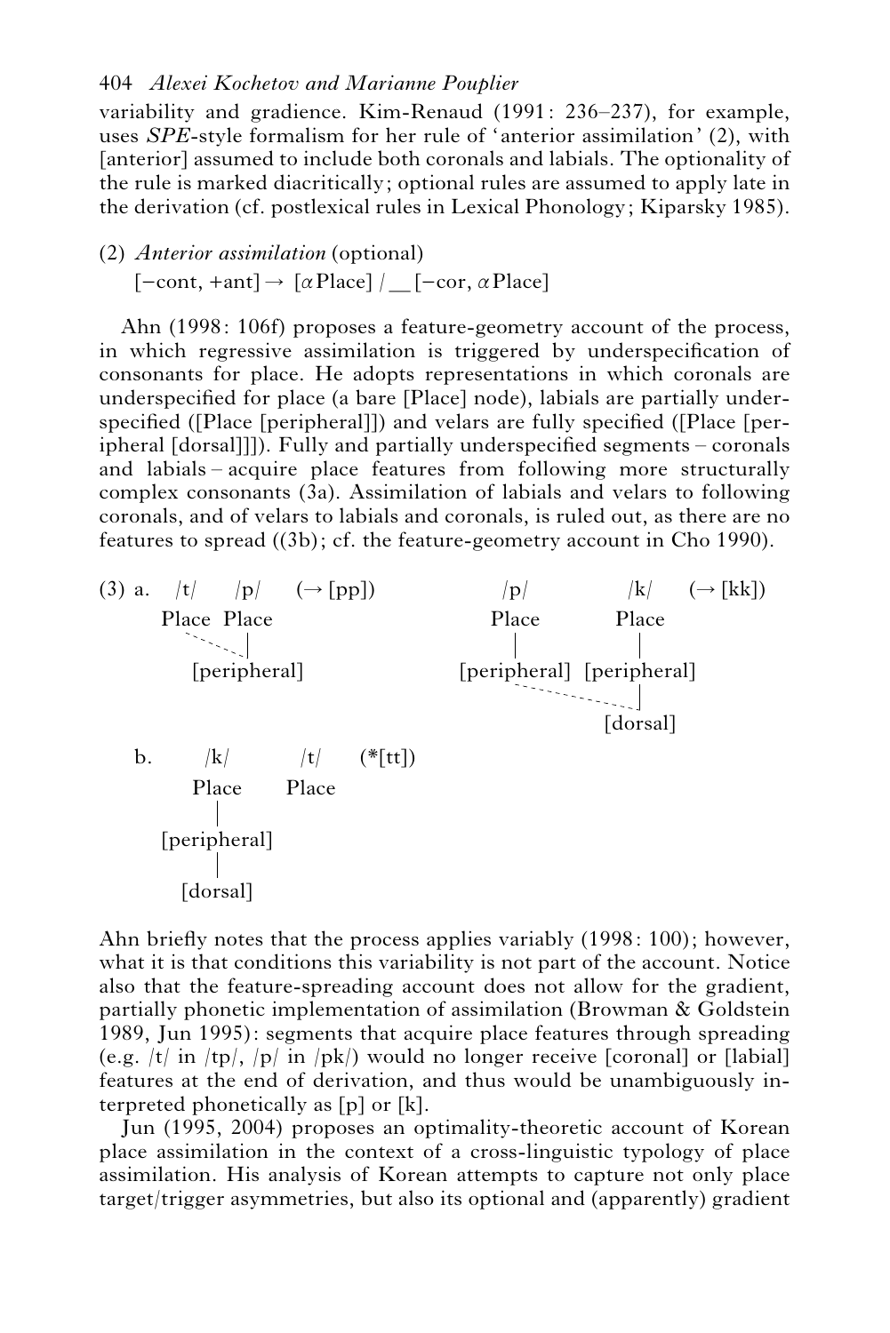variability and gradience. Kim-Renaud (1991: 236–237), for example, uses *SPE*-style formalism for her rule of 'anterior assimilation' (2), with [anterior] assumed to include both coronals and labials. The optionality of the rule is marked diacritically; optional rules are assumed to apply late in the derivation (cf. postlexical rules in Lexical Phonology; Kiparsky 1985).

(2) *Anterior assimilation* (optional)
$[-\text{cont}, +\text{ant}] \rightarrow [\alpha\text{Place}] \,/\, \_\_ [-\text{cor}, \alpha\text{Place}]$

Ahn (1998: 106f) proposes a feature-geometry account of the process, in which regressive assimilation is triggered by underspecification of consonants for place. He adopts representations in which coronals are underspecified for place (a bare [Place] node), labials are partially underspecified ([Place [peripheral]]) and velars are fully specified ([Place [peripheral [dorsal]]]). Fully and partially underspecified segments – coronals and labials – acquire place features from following more structurally complex consonants (3a). Assimilation of labials and velars to following coronals, and of velars to labials and coronals, is ruled out, as there are no features to spread ((3b); cf. the feature-geometry account in Cho 1990).

```
(3) a.  /t/    /p/    (→ [pp])            /p/            /k/     (→ [kk])
       Place  Place                      Place          Place
          ` - - |                          |              |
          [peripheral]               [peripheral]  [peripheral]
                                            ` - - - - - - |
                                                       [dorsal]

    b.     /k/         /t/    (*[tt])
          Place       Place
            |
       [peripheral]
            |
         [dorsal]
```

Ahn briefly notes that the process applies variably (1998: 100); however, what it is that conditions this variability is not part of the account. Notice also that the feature-spreading account does not allow for the gradient, partially phonetic implementation of assimilation (Browman & Goldstein 1989, Jun 1995): segments that acquire place features through spreading (e.g. /t/ in /tp/, /p/ in /pk/) would no longer receive [coronal] or [labial] features at the end of derivation, and thus would be unambiguously interpreted phonetically as [p] or [k].

Jun (1995, 2004) proposes an optimality-theoretic account of Korean place assimilation in the context of a cross-linguistic typology of place assimilation. His analysis of Korean attempts to capture not only place target/trigger asymmetries, but also its optional and (apparently) gradient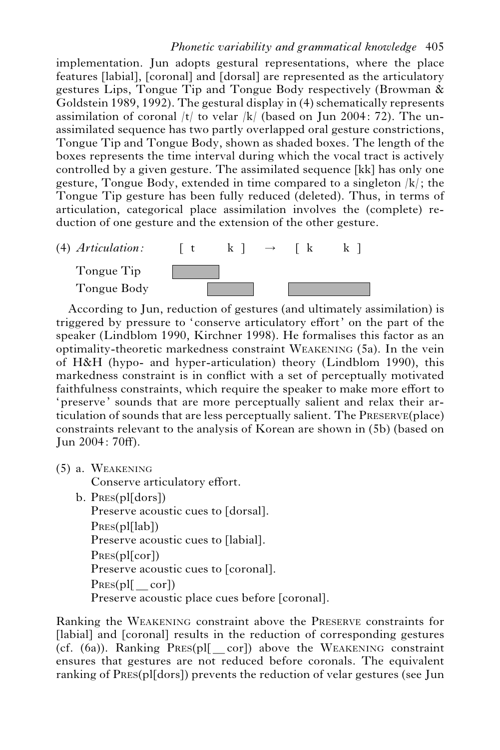implementation. Jun adopts gestural representations, where the place features [labial], [coronal] and [dorsal] are represented as the articulatory gestures Lips, Tongue Tip and Tongue Body respectively (Browman & Goldstein 1989, 1992). The gestural display in (4) schematically represents assimilation of coronal /t/ to velar /k/ (based on Jun 2004: 72). The unassimilated sequence has two partly overlapped oral gesture constrictions, Tongue Tip and Tongue Body, shown as shaded boxes. The length of the boxes represents the time interval during which the vocal tract is actively controlled by a given gesture. The assimilated sequence [kk] has only one gesture, Tongue Body, extended in time compared to a singleton /k/; the Tongue Tip gesture has been fully reduced (deleted). Thus, in terms of articulation, categorical place assimilation involves the (complete) reduction of one gesture and the extension of the other gesture.

(4) *Articulation:* [ t k ] → [ k k ]

Tongue Tip

Tongue Body

According to Jun, reduction of gestures (and ultimately assimilation) is triggered by pressure to 'conserve articulatory effort' on the part of the speaker (Lindblom 1990, Kirchner 1998). He formalises this factor as an optimality-theoretic markedness constraint Weakening (5a). In the vein of H&H (hypo- and hyper-articulation) theory (Lindblom 1990), this markedness constraint is in conflict with a set of perceptually motivated faithfulness constraints, which require the speaker to make more effort to 'preserve' sounds that are more perceptually salient and relax their articulation of sounds that are less perceptually salient. The Preserve(place) constraints relevant to the analysis of Korean are shown in (5b) (based on Jun 2004: 70ff).

(5) a. Weakening
 Conserve articulatory effort.
 b. Pres(pl[dors])
 Preserve acoustic cues to [dorsal].
 Pres(pl[lab])
 Preserve acoustic cues to [labial].
 Pres(pl[cor])
 Preserve acoustic cues to [coronal].
 Pres(pl[__cor])
 Preserve acoustic place cues before [coronal].

Ranking the Weakening constraint above the Preserve constraints for [labial] and [coronal] results in the reduction of corresponding gestures (cf. (6a)). Ranking Pres(pl[__cor]) above the Weakening constraint ensures that gestures are not reduced before coronals. The equivalent ranking of Pres(pl[dors]) prevents the reduction of velar gestures (see Jun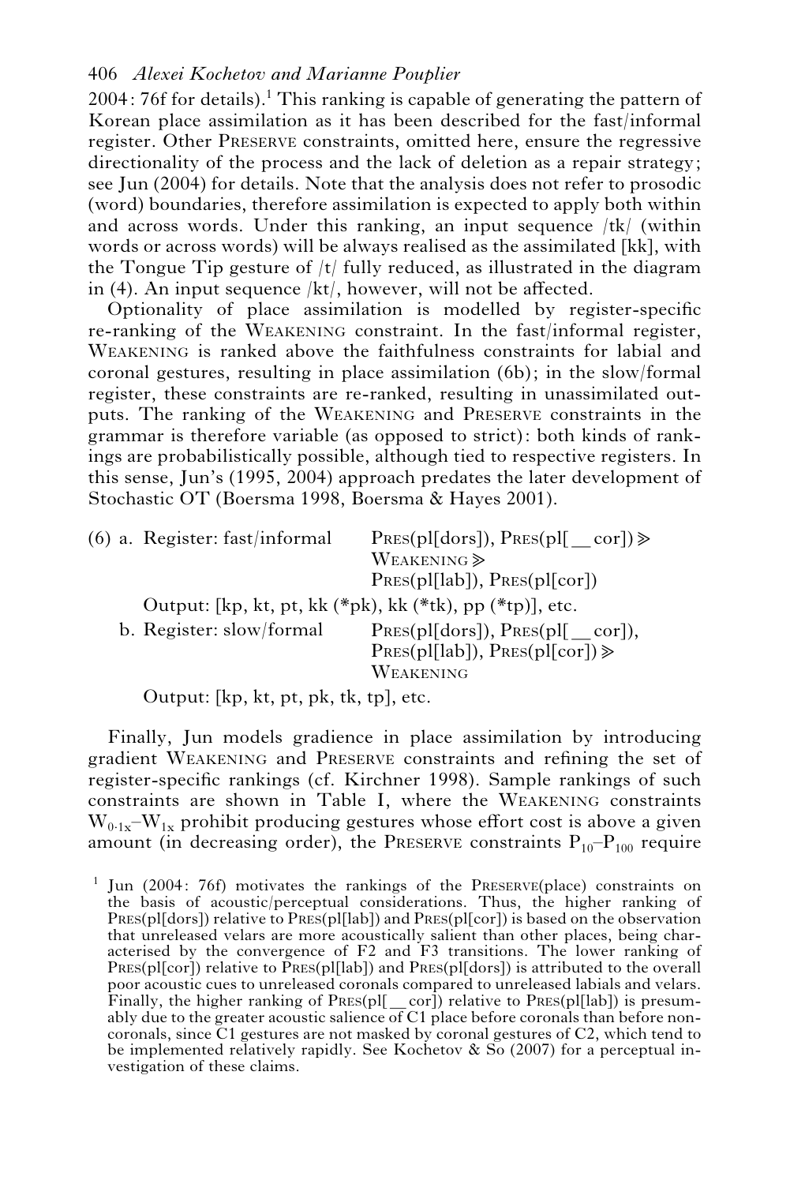2004: 76f for details).[1] This ranking is capable of generating the pattern of Korean place assimilation as it has been described for the fast/informal register. Other Preserve constraints, omitted here, ensure the regressive directionality of the process and the lack of deletion as a repair strategy; see Jun (2004) for details. Note that the analysis does not refer to prosodic (word) boundaries, therefore assimilation is expected to apply both within and across words. Under this ranking, an input sequence /tk/ (within words or across words) will be always realised as the assimilated [kk], with the Tongue Tip gesture of /t/ fully reduced, as illustrated in the diagram in (4). An input sequence /kt/, however, will not be affected.

Optionality of place assimilation is modelled by register-specific re-ranking of the Weakening constraint. In the fast/informal register, Weakening is ranked above the faithfulness constraints for labial and coronal gestures, resulting in place assimilation (6b); in the slow/formal register, these constraints are re-ranked, resulting in unassimilated outputs. The ranking of the Weakening and Preserve constraints in the grammar is therefore variable (as opposed to strict): both kinds of rankings are probabilistically possible, although tied to respective registers. In this sense, Jun's (1995, 2004) approach predates the later development of Stochastic OT (Boersma 1998, Boersma & Hayes 2001).

(6) a. Register: fast/informal    Pres(pl[dors]), Pres(pl[ __ cor]) ≫ Weakening ≫ Pres(pl[lab]), Pres(pl[cor])

   Output: [kp, kt, pt, kk (*pk), kk (*tk), pp (*tp)], etc.

   b. Register: slow/formal    Pres(pl[dors]), Pres(pl[ __ cor]), Pres(pl[lab]), Pres(pl[cor]) ≫ Weakening

   Output: [kp, kt, pt, pk, tk, tp], etc.

Finally, Jun models gradience in place assimilation by introducing gradient Weakening and Preserve constraints and refining the set of register-specific rankings (cf. Kirchner 1998). Sample rankings of such constraints are shown in Table I, where the Weakening constraints $W_{0\cdot 1x}$–$W_{1x}$ prohibit producing gestures whose effort cost is above a given amount (in decreasing order), the Preserve constraints $P_{10}$–$P_{100}$ require

[1] Jun (2004: 76f) motivates the rankings of the Preserve(place) constraints on the basis of acoustic/perceptual considerations. Thus, the higher ranking of Pres(pl[dors]) relative to Pres(pl[lab]) and Pres(pl[cor]) is based on the observation that unreleased velars are more acoustically salient than other places, being characterised by the convergence of F2 and F3 transitions. The lower ranking of Pres(pl[cor]) relative to Pres(pl[lab]) and Pres(pl[dors]) is attributed to the overall poor acoustic cues to unreleased coronals compared to unreleased labials and velars. Finally, the higher ranking of Pres(pl[ __ cor]) relative to Pres(pl[lab]) is presumably due to the greater acoustic salience of C1 place before coronals than before non-coronals, since C1 gestures are not masked by coronal gestures of C2, which tend to be implemented relatively rapidly. See Kochetov & So (2007) for a perceptual investigation of these claims.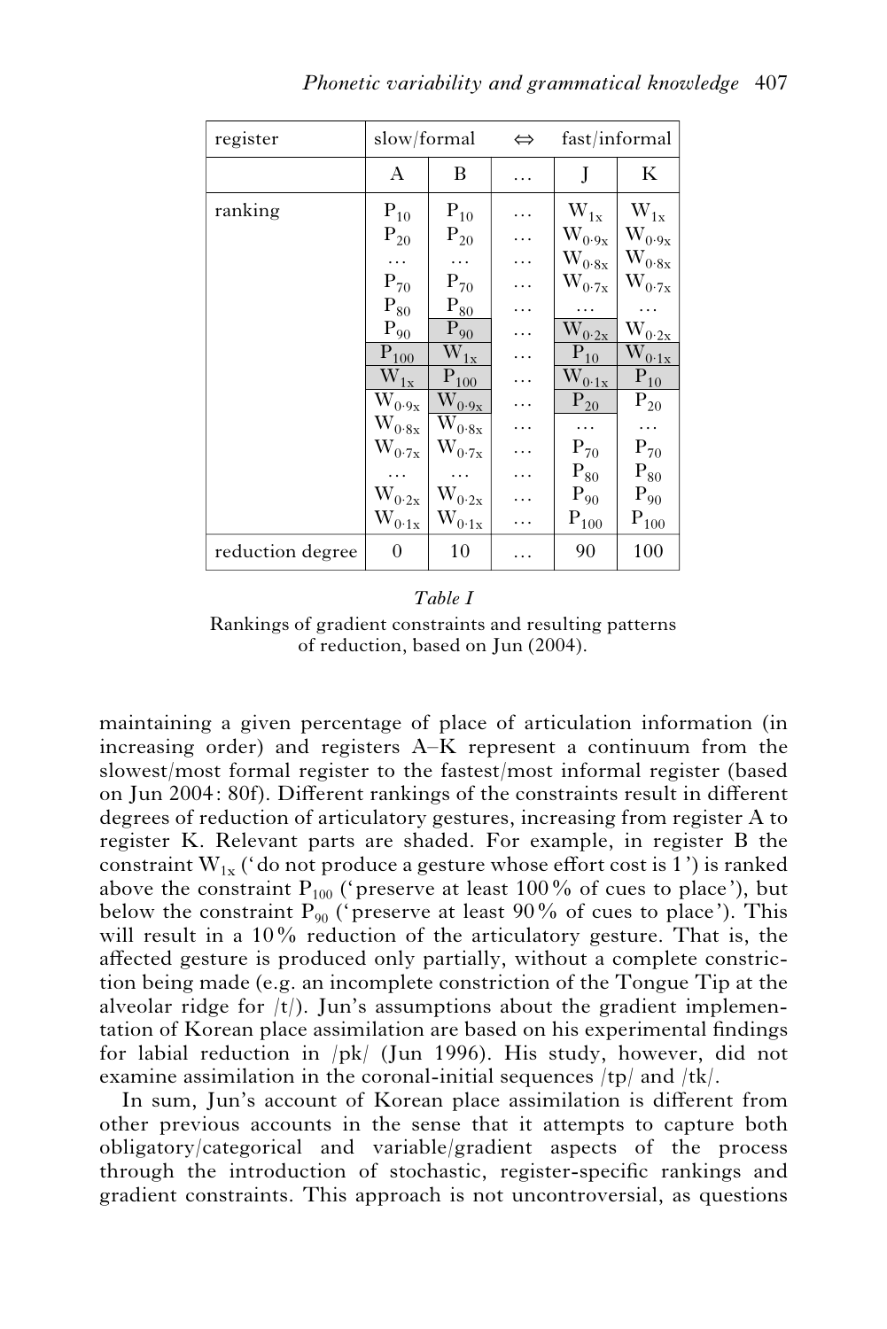| register | slow/formal | | ⇔ | fast/informal | |
| --- | --- | --- | --- | --- | --- |
| | A | B | … | J | K |
| ranking | $P_{10}$<br>$P_{20}$<br>…<br>$P_{70}$<br>$P_{80}$<br>$P_{90}$<br>$P_{100}$<br>$W_{1x}$<br>$W_{0{\cdot}9x}$<br>$W_{0{\cdot}8x}$<br>$W_{0{\cdot}7x}$<br>…<br>$W_{0{\cdot}2x}$<br>$W_{0{\cdot}1x}$ | $P_{10}$<br>$P_{20}$<br>…<br>$P_{70}$<br>$P_{80}$<br>$P_{90}$<br>$W_{1x}$<br>$P_{100}$<br>$W_{0{\cdot}9x}$<br>$W_{0{\cdot}8x}$<br>$W_{0{\cdot}7x}$<br>…<br>$W_{0{\cdot}2x}$<br>$W_{0{\cdot}1x}$ | …<br>…<br>…<br>…<br>…<br>…<br>…<br>…<br>…<br>…<br>…<br>…<br>…<br>… | $W_{1x}$<br>$W_{0{\cdot}9x}$<br>$W_{0{\cdot}8x}$<br>$W_{0{\cdot}7x}$<br>…<br>$W_{0{\cdot}2x}$<br>$P_{10}$<br>$W_{0{\cdot}1x}$<br>$P_{20}$<br>…<br>$P_{70}$<br>$P_{80}$<br>$P_{90}$<br>$P_{100}$ | $W_{1x}$<br>$W_{0{\cdot}9x}$<br>$W_{0{\cdot}8x}$<br>$W_{0{\cdot}7x}$<br>…<br>$W_{0{\cdot}2x}$<br>$W_{0{\cdot}1x}$<br>$P_{10}$<br>$P_{20}$<br>…<br>$P_{70}$<br>$P_{80}$<br>$P_{90}$<br>$P_{100}$ |
| reduction degree | 0 | 10 | … | 90 | 100 |

*Table I*

Rankings of gradient constraints and resulting patterns of reduction, based on Jun (2004).

maintaining a given percentage of place of articulation information (in increasing order) and registers A–K represent a continuum from the slowest/most formal register to the fastest/most informal register (based on Jun 2004: 80f). Different rankings of the constraints result in different degrees of reduction of articulatory gestures, increasing from register A to register K. Relevant parts are shaded. For example, in register B the constraint $W_{1x}$ ('do not produce a gesture whose effort cost is 1') is ranked above the constraint $P_{100}$ ('preserve at least 100% of cues to place'), but below the constraint $P_{90}$ ('preserve at least 90% of cues to place'). This will result in a 10% reduction of the articulatory gesture. That is, the affected gesture is produced only partially, without a complete constriction being made (e.g. an incomplete constriction of the Tongue Tip at the alveolar ridge for /t/). Jun's assumptions about the gradient implementation of Korean place assimilation are based on his experimental findings for labial reduction in /pk/ (Jun 1996). His study, however, did not examine assimilation in the coronal-initial sequences /tp/ and /tk/.

In sum, Jun's account of Korean place assimilation is different from other previous accounts in the sense that it attempts to capture both obligatory/categorical and variable/gradient aspects of the process through the introduction of stochastic, register-specific rankings and gradient constraints. This approach is not uncontroversial, as questions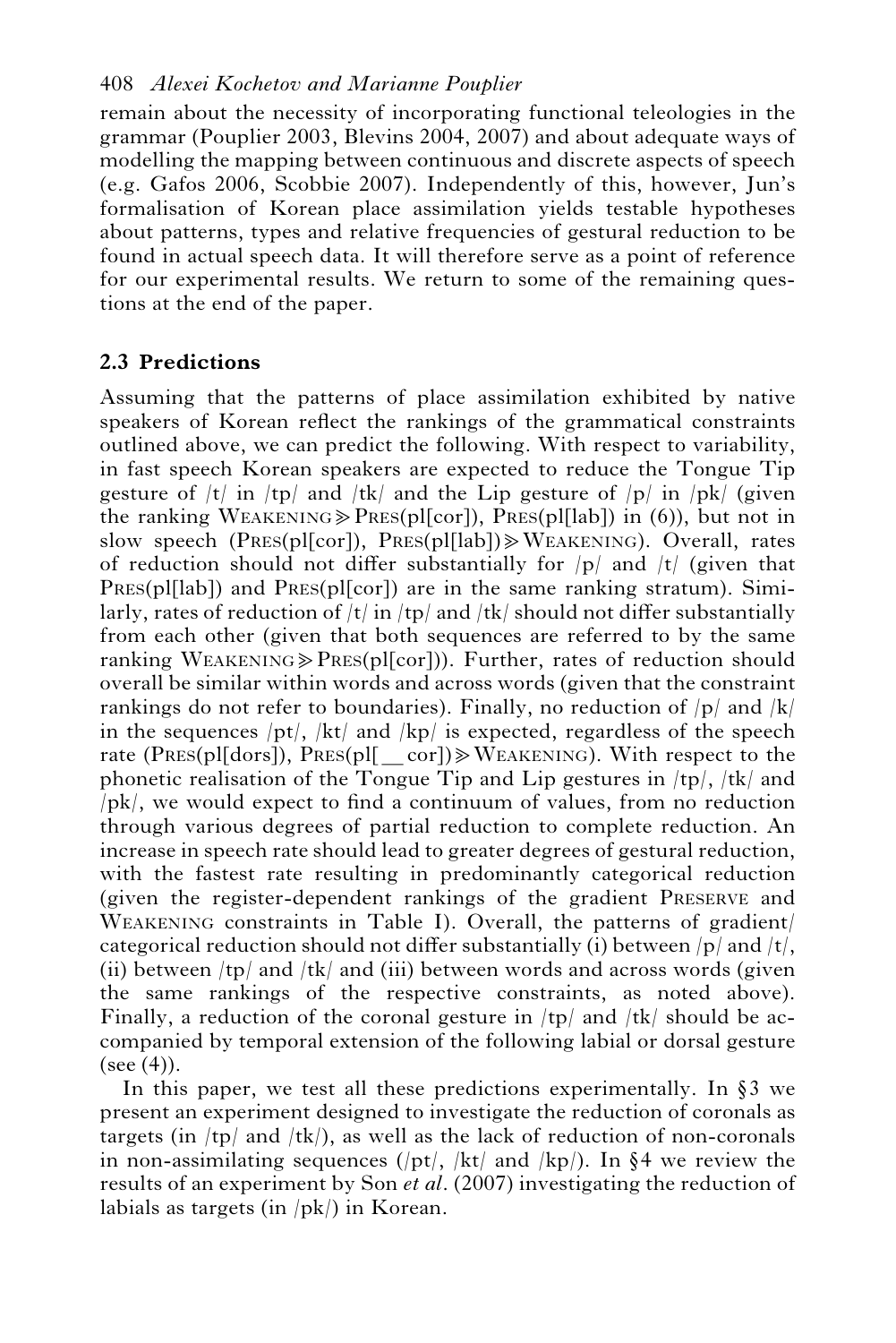remain about the necessity of incorporating functional teleologies in the grammar (Pouplier 2003, Blevins 2004, 2007) and about adequate ways of modelling the mapping between continuous and discrete aspects of speech (e.g. Gafos 2006, Scobbie 2007). Independently of this, however, Jun's formalisation of Korean place assimilation yields testable hypotheses about patterns, types and relative frequencies of gestural reduction to be found in actual speech data. It will therefore serve as a point of reference for our experimental results. We return to some of the remaining questions at the end of the paper.

## 2.3 Predictions

Assuming that the patterns of place assimilation exhibited by native speakers of Korean reflect the rankings of the grammatical constraints outlined above, we can predict the following. With respect to variability, in fast speech Korean speakers are expected to reduce the Tongue Tip gesture of /t/ in /tp/ and /tk/ and the Lip gesture of /p/ in /pk/ (given the ranking WEAKENING ≫ PRES(pl[cor]), PRES(pl[lab]) in (6)), but not in slow speech (PRES(pl[cor]), PRES(pl[lab]) ≫ WEAKENING). Overall, rates of reduction should not differ substantially for /p/ and /t/ (given that PRES(pl[lab]) and PRES(pl[cor]) are in the same ranking stratum). Similarly, rates of reduction of /t/ in /tp/ and /tk/ should not differ substantially from each other (given that both sequences are referred to by the same ranking WEAKENING ≫ PRES(pl[cor])). Further, rates of reduction should overall be similar within words and across words (given that the constraint rankings do not refer to boundaries). Finally, no reduction of /p/ and /k/ in the sequences /pt/, /kt/ and /kp/ is expected, regardless of the speech rate (PRES(pl[dors]), PRES(pl[__cor]) ≫ WEAKENING). With respect to the phonetic realisation of the Tongue Tip and Lip gestures in /tp/, /tk/ and /pk/, we would expect to find a continuum of values, from no reduction through various degrees of partial reduction to complete reduction. An increase in speech rate should lead to greater degrees of gestural reduction, with the fastest rate resulting in predominantly categorical reduction (given the register-dependent rankings of the gradient PRESERVE and WEAKENING constraints in Table I). Overall, the patterns of gradient/categorical reduction should not differ substantially (i) between /p/ and /t/, (ii) between /tp/ and /tk/ and (iii) between words and across words (given the same rankings of the respective constraints, as noted above). Finally, a reduction of the coronal gesture in /tp/ and /tk/ should be accompanied by temporal extension of the following labial or dorsal gesture (see (4)).

In this paper, we test all these predictions experimentally. In §3 we present an experiment designed to investigate the reduction of coronals as targets (in /tp/ and /tk/), as well as the lack of reduction of non-coronals in non-assimilating sequences (/pt/, /kt/ and /kp/). In §4 we review the results of an experiment by Son *et al*. (2007) investigating the reduction of labials as targets (in /pk/) in Korean.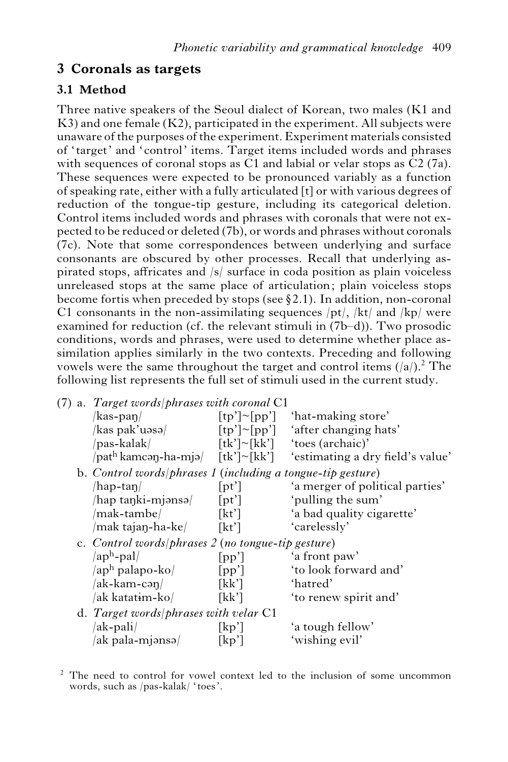## 3 Coronals as targets

### 3.1 Method

Three native speakers of the Seoul dialect of Korean, two males (K1 and K3) and one female (K2), participated in the experiment. All subjects were unaware of the purposes of the experiment. Experiment materials consisted of 'target' and 'control' items. Target items included words and phrases with sequences of coronal stops as C1 and labial or velar stops as C2 (7a). These sequences were expected to be pronounced variably as a function of speaking rate, either with a fully articulated [t] or with various degrees of reduction of the tongue-tip gesture, including its categorical deletion. Control items included words and phrases with coronals that were not expected to be reduced or deleted (7b), or words and phrases without coronals (7c). Note that some correspondences between underlying and surface consonants are obscured by other processes. Recall that underlying aspirated stops, affricates and /s/ surface in coda position as plain voiceless unreleased stops at the same place of articulation; plain voiceless stops become fortis when preceded by stops (see §2.1). In addition, non-coronal C1 consonants in the non-assimilating sequences /pt/, /kt/ and /kp/ were examined for reduction (cf. the relevant stimuli in (7b–d)). Two prosodic conditions, words and phrases, were used to determine whether place assimilation applies similarly in the two contexts. Preceding and following vowels were the same throughout the target and control items (/a/).[2] The following list represents the full set of stimuli used in the current study.

(7) a. *Target words/phrases with coronal* C1

| | | |
|---|---|---|
| /kas-paŋ/ | [tp']~[pp'] | 'hat-making store' |
| /kas pak'uəsə/ | [tp']~[pp'] | 'after changing hats' |
| /pas-kalak/ | [tk']~[kk'] | 'toes (archaic)' |
| /patʰ kamcəŋ-ha-mjə/ | [tk']~[kk'] | 'estimating a dry field's value' |

b. *Control words/phrases 1 (including a tongue-tip gesture)*

| | | |
|---|---|---|
| /hap-taŋ/ | [pt'] | 'a merger of political parties' |
| /hap taŋki-mjənsə/ | [pt'] | 'pulling the sum' |
| /mak-tambe/ | [kt'] | 'a bad quality cigarette' |
| /mak tajaŋ-ha-ke/ | [kt'] | 'carelessly' |

c. *Control words/phrases 2 (no tongue-tip gesture)*

| | | |
|---|---|---|
| /apʰ-pal/ | [pp'] | 'a front paw' |
| /apʰ palapo-ko/ | [pp'] | 'to look forward and' |
| /ak-kam-cəŋ/ | [kk'] | 'hatred' |
| /ak katatɨm-ko/ | [kk'] | 'to renew spirit and' |

d. *Target words/phrases with velar* C1

| | | |
|---|---|---|
| /ak-pali/ | [kp'] | 'a tough fellow' |
| /ak pala-mjənsə/ | [kp'] | 'wishing evil' |

[2] The need to control for vowel context led to the inclusion of some uncommon words, such as /pas-kalak/ 'toes'.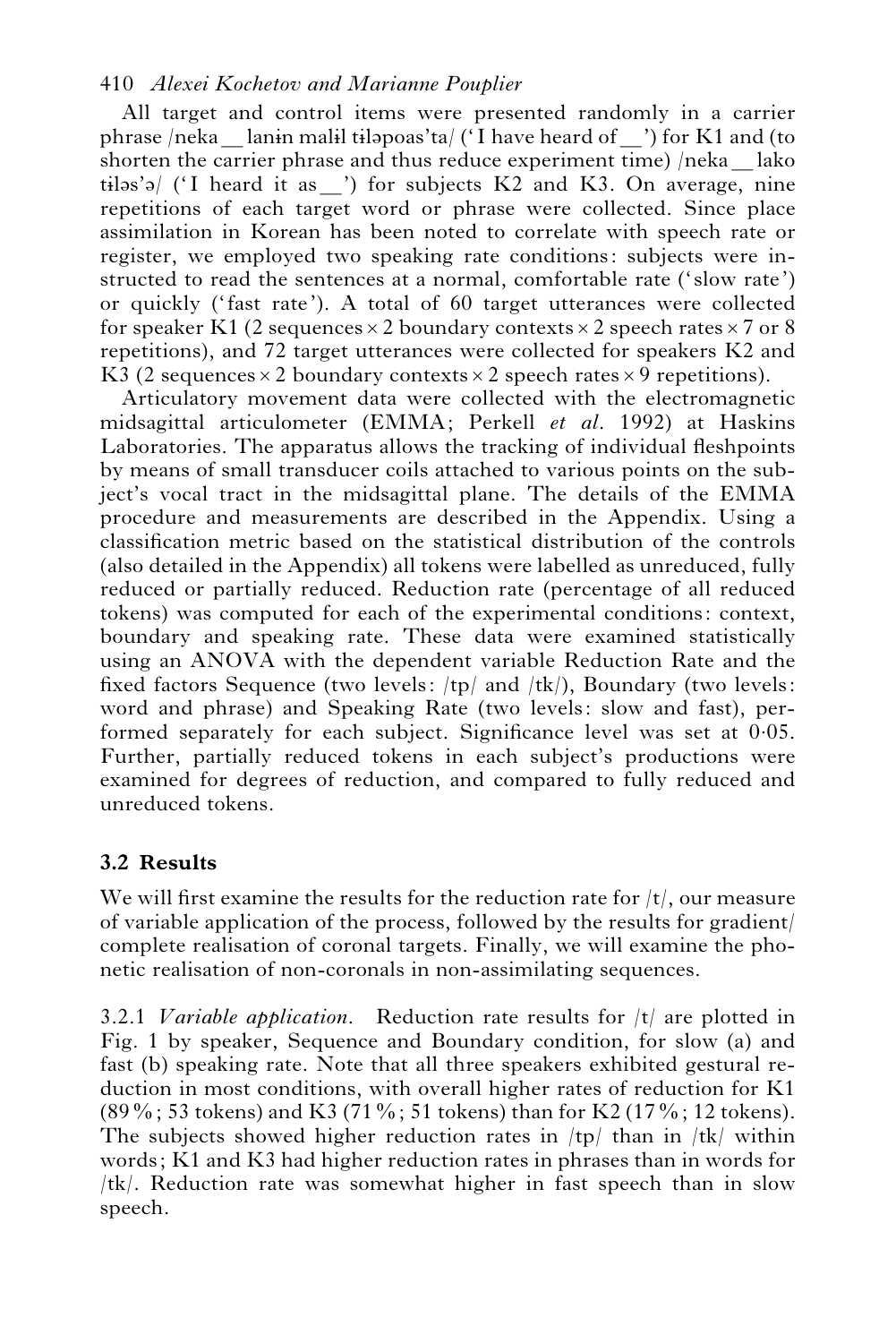All target and control items were presented randomly in a carrier phrase /neka __ lanɨn malɨl tɨləpoas'ta/ ('I have heard of __') for K1 and (to shorten the carrier phrase and thus reduce experiment time) /neka __ lako tɨləs'ə/ ('I heard it as __') for subjects K2 and K3. On average, nine repetitions of each target word or phrase were collected. Since place assimilation in Korean has been noted to correlate with speech rate or register, we employed two speaking rate conditions: subjects were instructed to read the sentences at a normal, comfortable rate ('slow rate') or quickly ('fast rate'). A total of 60 target utterances were collected for speaker K1 (2 sequences × 2 boundary contexts × 2 speech rates × 7 or 8 repetitions), and 72 target utterances were collected for speakers K2 and K3 (2 sequences × 2 boundary contexts × 2 speech rates × 9 repetitions).

Articulatory movement data were collected with the electromagnetic midsagittal articulometer (EMMA; Perkell *et al*. 1992) at Haskins Laboratories. The apparatus allows the tracking of individual fleshpoints by means of small transducer coils attached to various points on the subject's vocal tract in the midsagittal plane. The details of the EMMA procedure and measurements are described in the Appendix. Using a classification metric based on the statistical distribution of the controls (also detailed in the Appendix) all tokens were labelled as unreduced, fully reduced or partially reduced. Reduction rate (percentage of all reduced tokens) was computed for each of the experimental conditions: context, boundary and speaking rate. These data were examined statistically using an ANOVA with the dependent variable Reduction Rate and the fixed factors Sequence (two levels: /tp/ and /tk/), Boundary (two levels: word and phrase) and Speaking Rate (two levels: slow and fast), performed separately for each subject. Significance level was set at 0·05. Further, partially reduced tokens in each subject's productions were examined for degrees of reduction, and compared to fully reduced and unreduced tokens.

## 3.2 Results

We will first examine the results for the reduction rate for /t/, our measure of variable application of the process, followed by the results for gradient/complete realisation of coronal targets. Finally, we will examine the phonetic realisation of non-coronals in non-assimilating sequences.

3.2.1 *Variable application.* Reduction rate results for /t/ are plotted in Fig. 1 by speaker, Sequence and Boundary condition, for slow (a) and fast (b) speaking rate. Note that all three speakers exhibited gestural reduction in most conditions, with overall higher rates of reduction for K1 (89 %; 53 tokens) and K3 (71 %; 51 tokens) than for K2 (17 %; 12 tokens). The subjects showed higher reduction rates in /tp/ than in /tk/ within words; K1 and K3 had higher reduction rates in phrases than in words for /tk/. Reduction rate was somewhat higher in fast speech than in slow speech.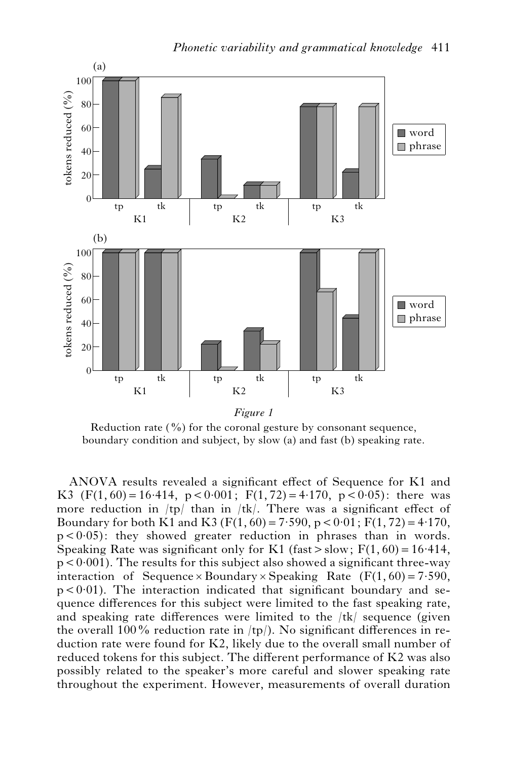*Figure 1*

Reduction rate (%) for the coronal gesture by consonant sequence, boundary condition and subject, by slow (a) and fast (b) speaking rate.

ANOVA results revealed a significant effect of Sequence for K1 and K3 ($F(1, 60) = 16{\cdot}414$, $p < 0{\cdot}001$; $F(1, 72) = 4{\cdot}170$, $p < 0{\cdot}05$): there was more reduction in /tp/ than in /tk/. There was a significant effect of Boundary for both K1 and K3 ($F(1, 60) = 7{\cdot}590$, $p < 0{\cdot}01$; $F(1, 72) = 4{\cdot}170$, $p < 0{\cdot}05$): they showed greater reduction in phrases than in words. Speaking Rate was significant only for K1 (fast > slow; $F(1, 60) = 16{\cdot}414$, $p < 0{\cdot}001$). The results for this subject also showed a significant three-way interaction of Sequence × Boundary × Speaking Rate ($F(1, 60) = 7{\cdot}590$, $p < 0{\cdot}01$). The interaction indicated that significant boundary and sequence differences for this subject were limited to the fast speaking rate, and speaking rate differences were limited to the /tk/ sequence (given the overall 100% reduction rate in /tp/). No significant differences in reduction rate were found for K2, likely due to the overall small number of reduced tokens for this subject. The different performance of K2 was also possibly related to the speaker's more careful and slower speaking rate throughout the experiment. However, measurements of overall duration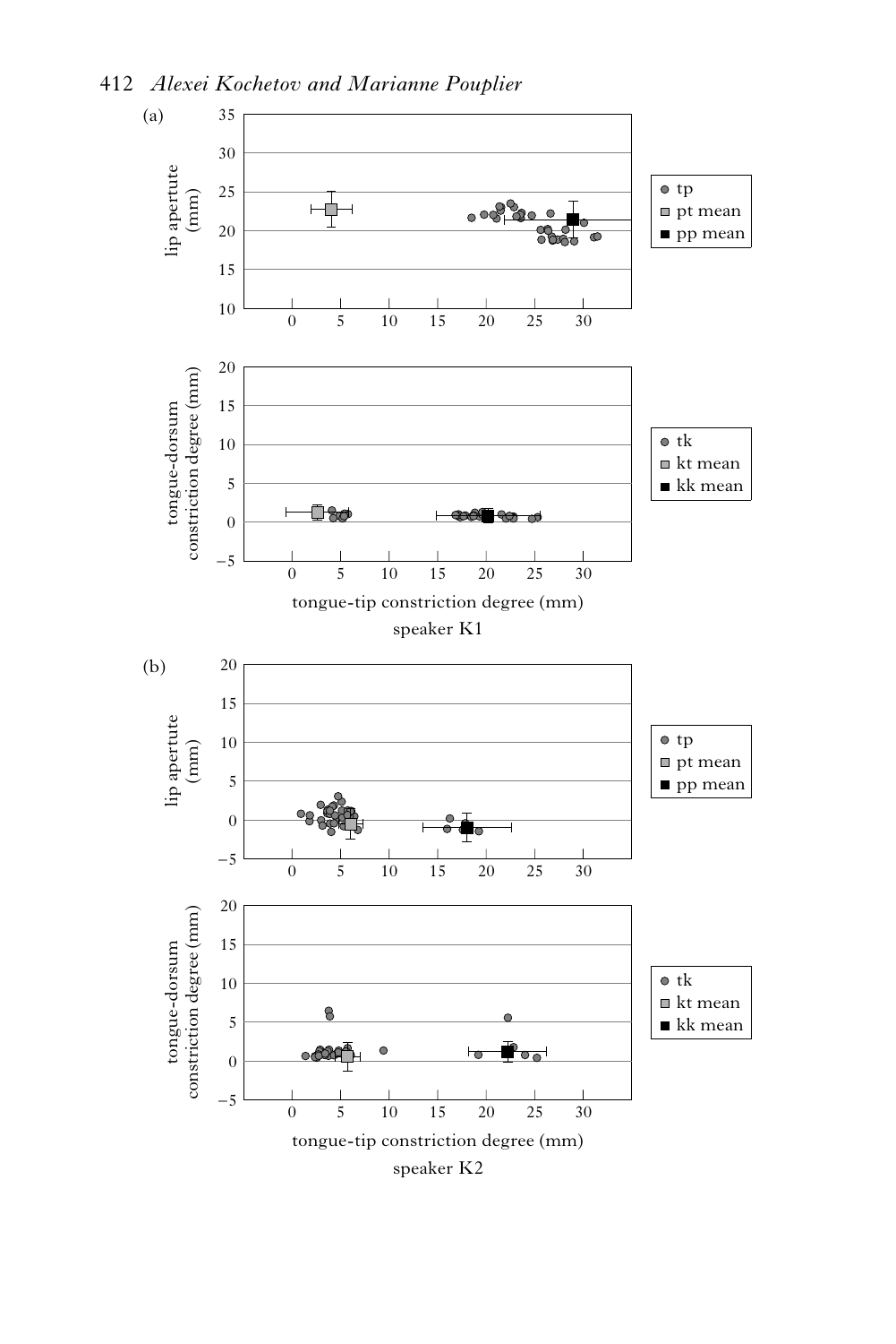(a)

(b)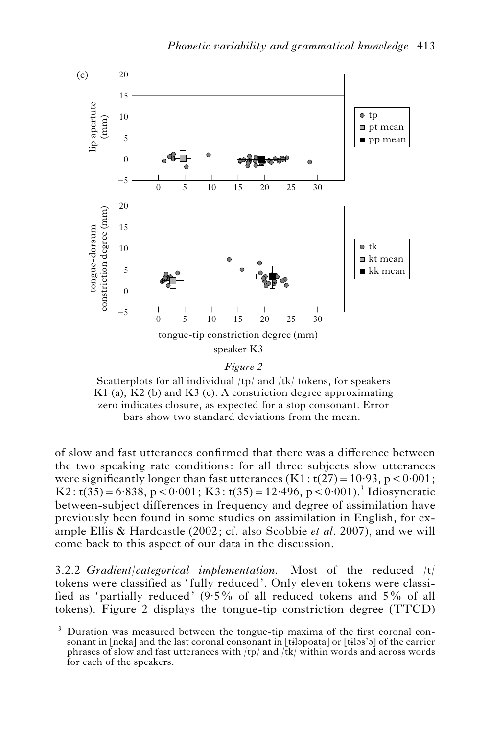*Figure 2*

Scatterplots for all individual /tp/ and /tk/ tokens, for speakers K1 (a), K2 (b) and K3 (c). A constriction degree approximating zero indicates closure, as expected for a stop consonant. Error bars show two standard deviations from the mean.

of slow and fast utterances confirmed that there was a difference between the two speaking rate conditions: for all three subjects slow utterances were significantly longer than fast utterances (K1: $t(27) = 10{\cdot}93$, $p < 0{\cdot}001$; K2: $t(35) = 6{\cdot}838$, $p < 0{\cdot}001$; K3: $t(35) = 12{\cdot}496$, $p < 0{\cdot}001$).[3] Idiosyncratic between-subject differences in frequency and degree of assimilation have previously been found in some studies on assimilation in English, for example Ellis & Hardcastle (2002; cf. also Scobbie *et al*. 2007), and we will come back to this aspect of our data in the discussion.

3.2.2 *Gradient/categorical implementation*. Most of the reduced /t/ tokens were classified as 'fully reduced'. Only eleven tokens were classified as 'partially reduced' (9·5% of all reduced tokens and 5% of all tokens). Figure 2 displays the tongue-tip constriction degree (TTCD)

[3] Duration was measured between the tongue-tip maxima of the first coronal consonant in [neka] and the last coronal consonant in [tɨləpoata] or [tɨləs'ə] of the carrier phrases of slow and fast utterances with /tp/ and /tk/ within words and across words for each of the speakers.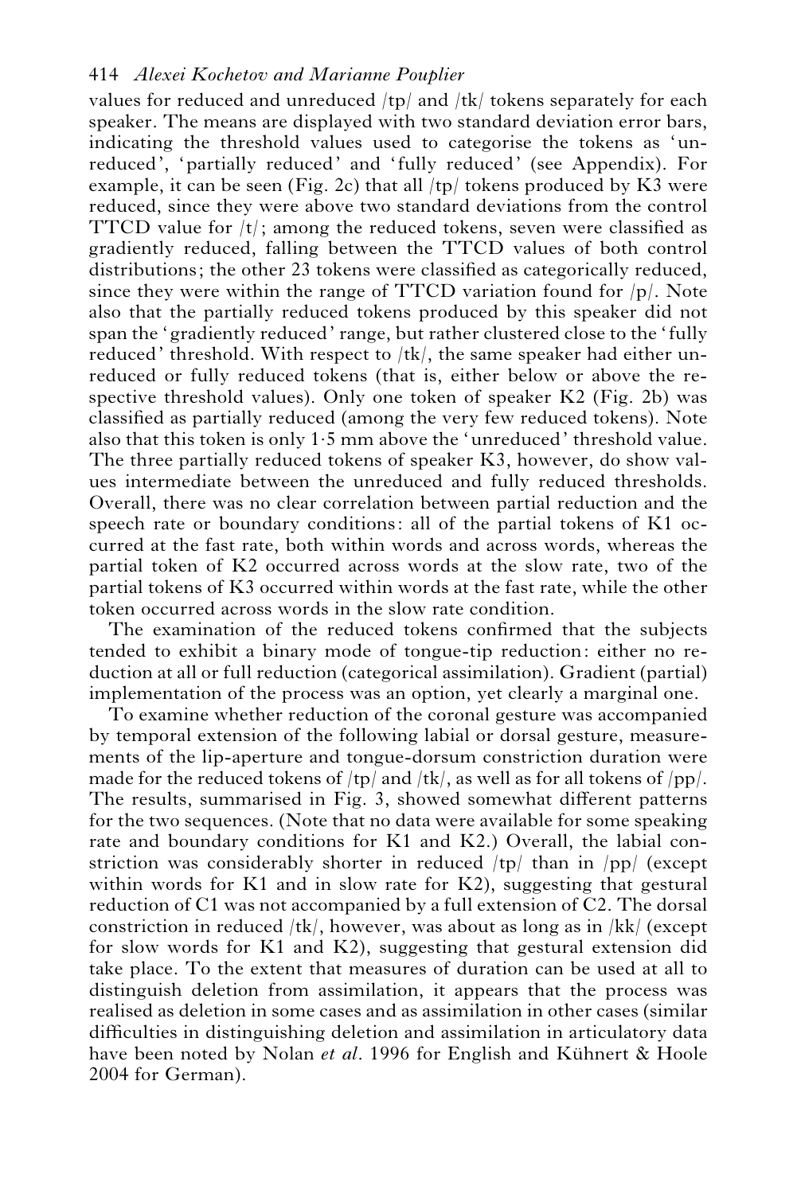values for reduced and unreduced /tp/ and /tk/ tokens separately for each speaker. The means are displayed with two standard deviation error bars, indicating the threshold values used to categorise the tokens as 'unreduced', 'partially reduced' and 'fully reduced' (see Appendix). For example, it can be seen (Fig. 2c) that all /tp/ tokens produced by K3 were reduced, since they were above two standard deviations from the control TTCD value for /t/; among the reduced tokens, seven were classified as gradiently reduced, falling between the TTCD values of both control distributions; the other 23 tokens were classified as categorically reduced, since they were within the range of TTCD variation found for /p/. Note also that the partially reduced tokens produced by this speaker did not span the 'gradiently reduced' range, but rather clustered close to the 'fully reduced' threshold. With respect to /tk/, the same speaker had either unreduced or fully reduced tokens (that is, either below or above the respective threshold values). Only one token of speaker K2 (Fig. 2b) was classified as partially reduced (among the very few reduced tokens). Note also that this token is only 1·5 mm above the 'unreduced' threshold value. The three partially reduced tokens of speaker K3, however, do show values intermediate between the unreduced and fully reduced thresholds. Overall, there was no clear correlation between partial reduction and the speech rate or boundary conditions: all of the partial tokens of K1 occurred at the fast rate, both within words and across words, whereas the partial token of K2 occurred across words at the slow rate, two of the partial tokens of K3 occurred within words at the fast rate, while the other token occurred across words in the slow rate condition.

The examination of the reduced tokens confirmed that the subjects tended to exhibit a binary mode of tongue-tip reduction: either no reduction at all or full reduction (categorical assimilation). Gradient (partial) implementation of the process was an option, yet clearly a marginal one.

To examine whether reduction of the coronal gesture was accompanied by temporal extension of the following labial or dorsal gesture, measurements of the lip-aperture and tongue-dorsum constriction duration were made for the reduced tokens of /tp/ and /tk/, as well as for all tokens of /pp/. The results, summarised in Fig. 3, showed somewhat different patterns for the two sequences. (Note that no data were available for some speaking rate and boundary conditions for K1 and K2.) Overall, the labial constriction was considerably shorter in reduced /tp/ than in /pp/ (except within words for K1 and in slow rate for K2), suggesting that gestural reduction of C1 was not accompanied by a full extension of C2. The dorsal constriction in reduced /tk/, however, was about as long as in /kk/ (except for slow words for K1 and K2), suggesting that gestural extension did take place. To the extent that measures of duration can be used at all to distinguish deletion from assimilation, it appears that the process was realised as deletion in some cases and as assimilation in other cases (similar difficulties in distinguishing deletion and assimilation in articulatory data have been noted by Nolan *et al*. 1996 for English and Kühnert & Hoole 2004 for German).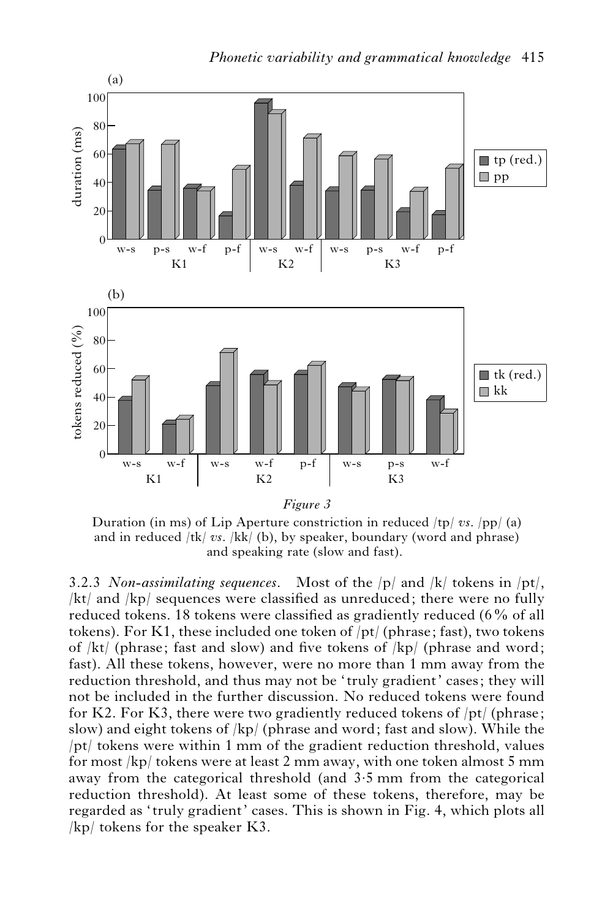*Figure 3*

Duration (in ms) of Lip Aperture constriction in reduced /tp/ *vs*. /pp/ (a) and in reduced /tk/ *vs*. /kk/ (b), by speaker, boundary (word and phrase) and speaking rate (slow and fast).

3.2.3 *Non-assimilating sequences*. Most of the /p/ and /k/ tokens in /pt/, /kt/ and /kp/ sequences were classified as unreduced; there were no fully reduced tokens. 18 tokens were classified as gradiently reduced (6% of all tokens). For K1, these included one token of /pt/ (phrase; fast), two tokens of /kt/ (phrase; fast and slow) and five tokens of /kp/ (phrase and word; fast). All these tokens, however, were no more than 1 mm away from the reduction threshold, and thus may not be 'truly gradient' cases; they will not be included in the further discussion. No reduced tokens were found for K2. For K3, there were two gradiently reduced tokens of /pt/ (phrase; slow) and eight tokens of /kp/ (phrase and word; fast and slow). While the /pt/ tokens were within 1 mm of the gradient reduction threshold, values for most /kp/ tokens were at least 2 mm away, with one token almost 5 mm away from the categorical threshold (and 3·5 mm from the categorical reduction threshold). At least some of these tokens, therefore, may be regarded as 'truly gradient' cases. This is shown in Fig. 4, which plots all /kp/ tokens for the speaker K3.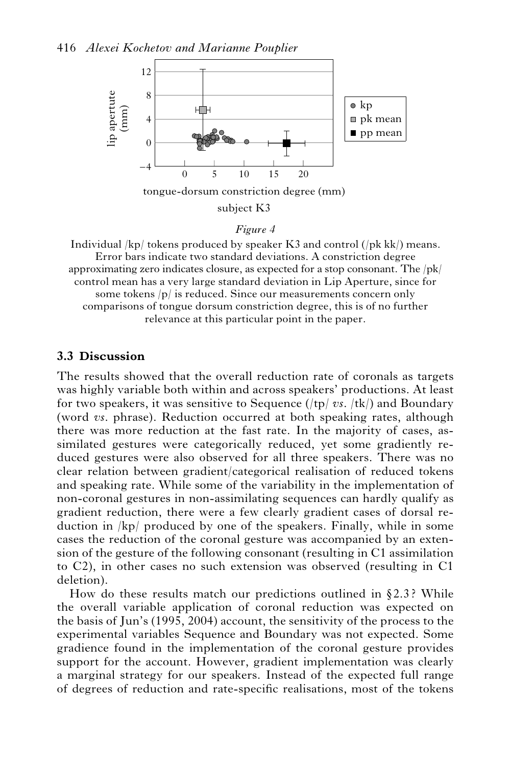*Figure 4*

Individual /kp/ tokens produced by speaker K3 and control (/pk kk/) means. Error bars indicate two standard deviations. A constriction degree approximating zero indicates closure, as expected for a stop consonant. The /pk/ control mean has a very large standard deviation in Lip Aperture, since for some tokens /p/ is reduced. Since our measurements concern only comparisons of tongue dorsum constriction degree, this is of no further relevance at this particular point in the paper.

### 3.3 Discussion

The results showed that the overall reduction rate of coronals as targets was highly variable both within and across speakers' productions. At least for two speakers, it was sensitive to Sequence (/tp/ *vs.* /tk/) and Boundary (word *vs.* phrase). Reduction occurred at both speaking rates, although there was more reduction at the fast rate. In the majority of cases, assimilated gestures were categorically reduced, yet some gradiently reduced gestures were also observed for all three speakers. There was no clear relation between gradient/categorical realisation of reduced tokens and speaking rate. While some of the variability in the implementation of non-coronal gestures in non-assimilating sequences can hardly qualify as gradient reduction, there were a few clearly gradient cases of dorsal reduction in /kp/ produced by one of the speakers. Finally, while in some cases the reduction of the coronal gesture was accompanied by an extension of the gesture of the following consonant (resulting in C1 assimilation to C2), in other cases no such extension was observed (resulting in C1 deletion).

How do these results match our predictions outlined in §2.3? While the overall variable application of coronal reduction was expected on the basis of Jun's (1995, 2004) account, the sensitivity of the process to the experimental variables Sequence and Boundary was not expected. Some gradience found in the implementation of the coronal gesture provides support for the account. However, gradient implementation was clearly a marginal strategy for our speakers. Instead of the expected full range of degrees of reduction and rate-specific realisations, most of the tokens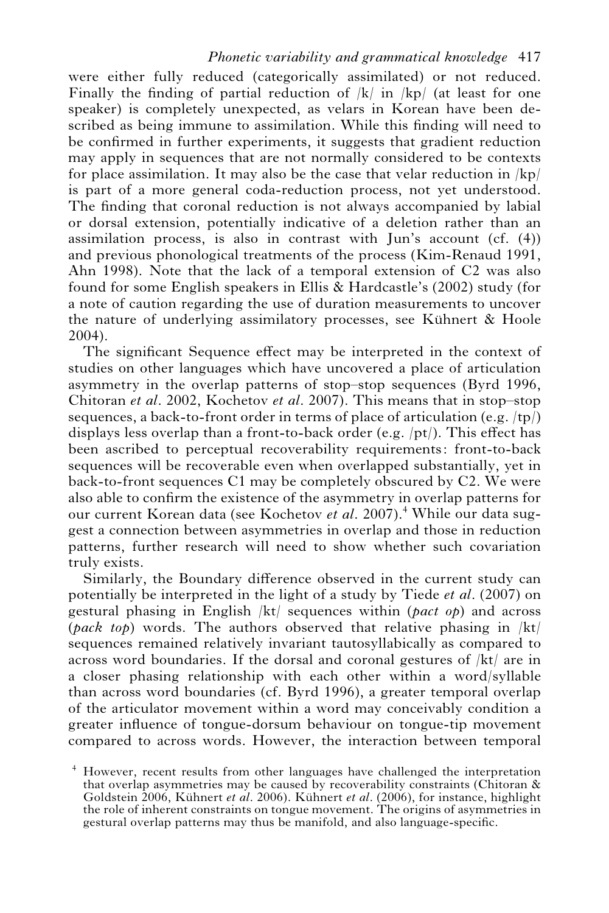were either fully reduced (categorically assimilated) or not reduced. Finally the finding of partial reduction of /k/ in /kp/ (at least for one speaker) is completely unexpected, as velars in Korean have been described as being immune to assimilation. While this finding will need to be confirmed in further experiments, it suggests that gradient reduction may apply in sequences that are not normally considered to be contexts for place assimilation. It may also be the case that velar reduction in /kp/ is part of a more general coda-reduction process, not yet understood. The finding that coronal reduction is not always accompanied by labial or dorsal extension, potentially indicative of a deletion rather than an assimilation process, is also in contrast with Jun's account (cf. (4)) and previous phonological treatments of the process (Kim-Renaud 1991, Ahn 1998). Note that the lack of a temporal extension of C2 was also found for some English speakers in Ellis & Hardcastle's (2002) study (for a note of caution regarding the use of duration measurements to uncover the nature of underlying assimilatory processes, see Kühnert & Hoole 2004).

The significant Sequence effect may be interpreted in the context of studies on other languages which have uncovered a place of articulation asymmetry in the overlap patterns of stop–stop sequences (Byrd 1996, Chitoran *et al*. 2002, Kochetov *et al*. 2007). This means that in stop–stop sequences, a back-to-front order in terms of place of articulation (e.g. /tp/) displays less overlap than a front-to-back order (e.g. /pt/). This effect has been ascribed to perceptual recoverability requirements: front-to-back sequences will be recoverable even when overlapped substantially, yet in back-to-front sequences C1 may be completely obscured by C2. We were also able to confirm the existence of the asymmetry in overlap patterns for our current Korean data (see Kochetov *et al*. 2007).[4] While our data suggest a connection between asymmetries in overlap and those in reduction patterns, further research will need to show whether such covariation truly exists.

Similarly, the Boundary difference observed in the current study can potentially be interpreted in the light of a study by Tiede *et al*. (2007) on gestural phasing in English /kt/ sequences within (*pact op*) and across (*pack top*) words. The authors observed that relative phasing in /kt/ sequences remained relatively invariant tautosyllabically as compared to across word boundaries. If the dorsal and coronal gestures of /kt/ are in a closer phasing relationship with each other within a word/syllable than across word boundaries (cf. Byrd 1996), a greater temporal overlap of the articulator movement within a word may conceivably condition a greater influence of tongue-dorsum behaviour on tongue-tip movement compared to across words. However, the interaction between temporal

[4] However, recent results from other languages have challenged the interpretation that overlap asymmetries may be caused by recoverability constraints (Chitoran & Goldstein 2006, Kühnert *et al*. 2006). Kühnert *et al*. (2006), for instance, highlight the role of inherent constraints on tongue movement. The origins of asymmetries in gestural overlap patterns may thus be manifold, and also language-specific.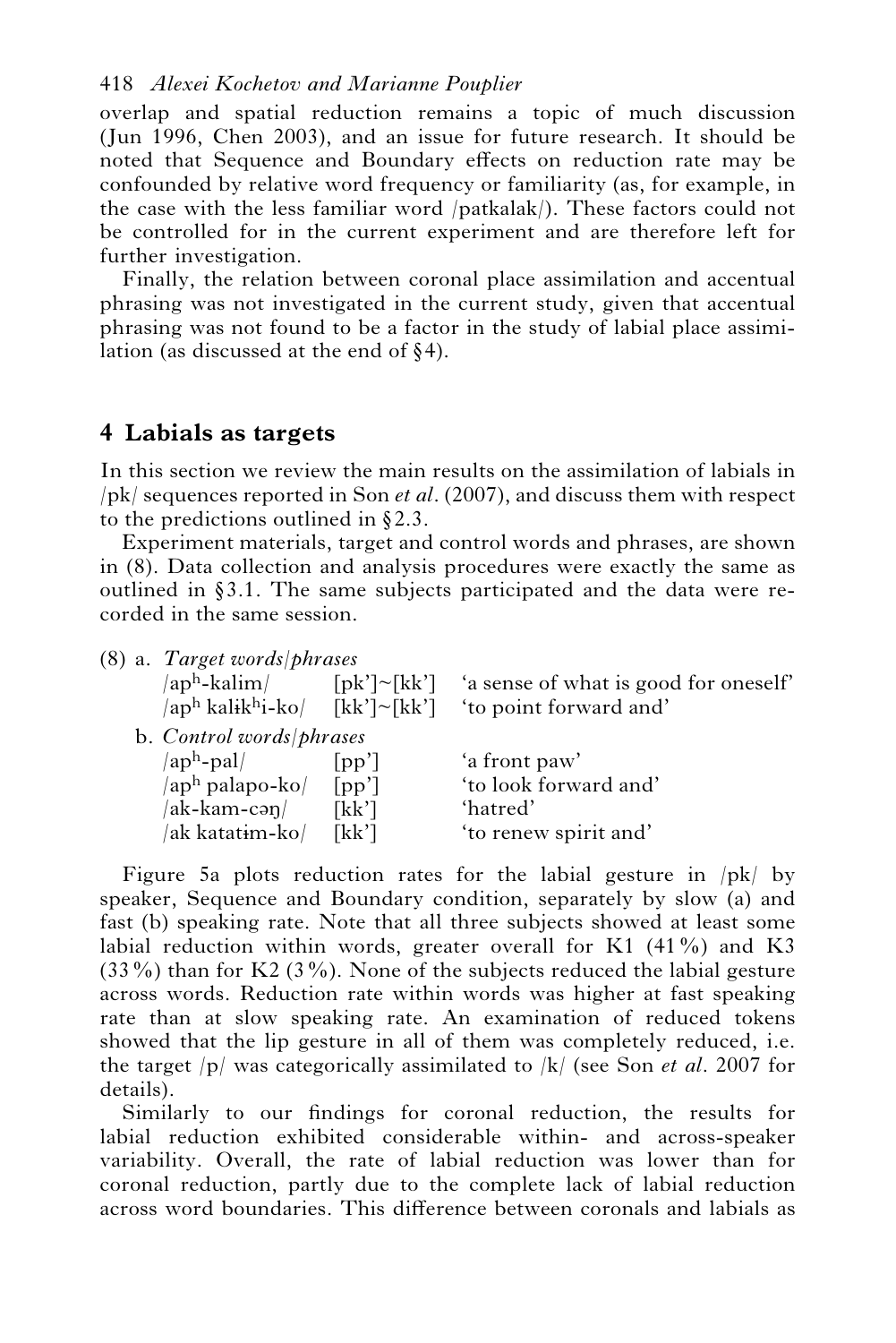overlap and spatial reduction remains a topic of much discussion (Jun 1996, Chen 2003), and an issue for future research. It should be noted that Sequence and Boundary effects on reduction rate may be confounded by relative word frequency or familiarity (as, for example, in the case with the less familiar word /patkalak/). These factors could not be controlled for in the current experiment and are therefore left for further investigation.

Finally, the relation between coronal place assimilation and accentual phrasing was not investigated in the current study, given that accentual phrasing was not found to be a factor in the study of labial place assimilation (as discussed at the end of §4).

## 4 Labials as targets

In this section we review the main results on the assimilation of labials in /pk/ sequences reported in Son *et al*. (2007), and discuss them with respect to the predictions outlined in §2.3.

Experiment materials, target and control words and phrases, are shown in (8). Data collection and analysis procedures were exactly the same as outlined in §3.1. The same subjects participated and the data were recorded in the same session.

(8) a. *Target words/phrases*

| | | |
|---|---|---|
| /apʰ-kalim/ | [pk']~[kk'] | 'a sense of what is good for oneself' |
| /apʰ kalɨkʰi-ko/ | [kk']~[kk'] | 'to point forward and' |

b. *Control words/phrases*

| | | |
|---|---|---|
| /apʰ-pal/ | [pp'] | 'a front paw' |
| /apʰ palapo-ko/ | [pp'] | 'to look forward and' |
| /ak-kam-cəŋ/ | [kk'] | 'hatred' |
| /ak katatɨm-ko/ | [kk'] | 'to renew spirit and' |

Figure 5a plots reduction rates for the labial gesture in /pk/ by speaker, Sequence and Boundary condition, separately by slow (a) and fast (b) speaking rate. Note that all three subjects showed at least some labial reduction within words, greater overall for K1 (41 %) and K3 (33 %) than for K2 (3 %). None of the subjects reduced the labial gesture across words. Reduction rate within words was higher at fast speaking rate than at slow speaking rate. An examination of reduced tokens showed that the lip gesture in all of them was completely reduced, i.e. the target /p/ was categorically assimilated to /k/ (see Son *et al*. 2007 for details).

Similarly to our findings for coronal reduction, the results for labial reduction exhibited considerable within- and across-speaker variability. Overall, the rate of labial reduction was lower than for coronal reduction, partly due to the complete lack of labial reduction across word boundaries. This difference between coronals and labials as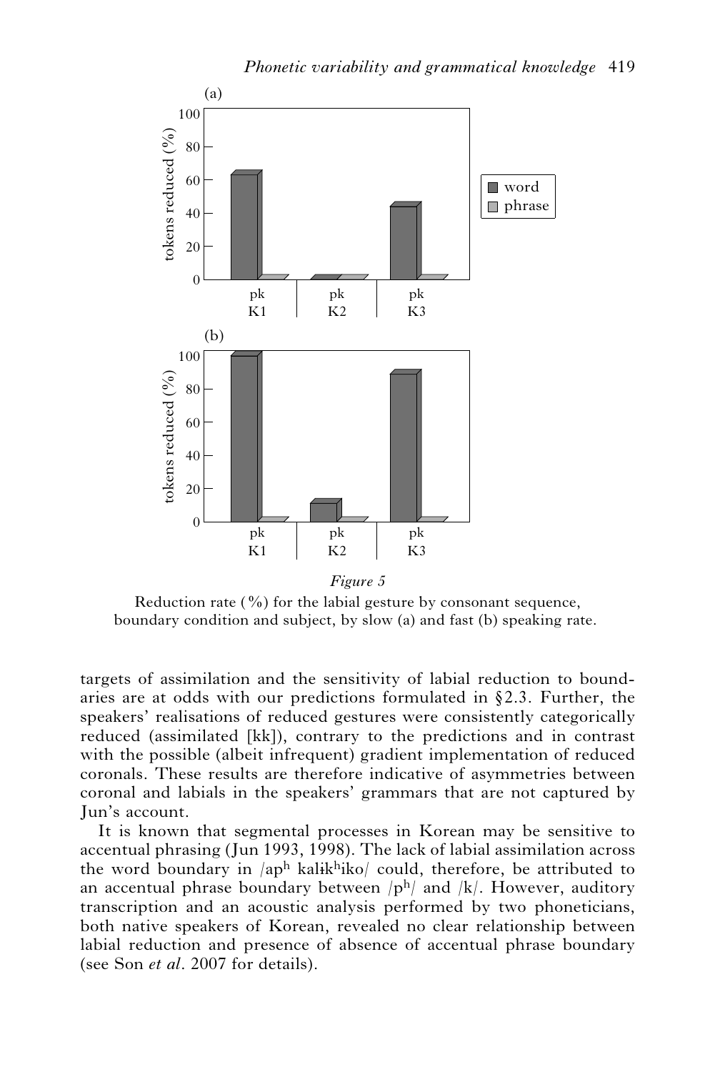*Figure 5*

Reduction rate (%) for the labial gesture by consonant sequence, boundary condition and subject, by slow (a) and fast (b) speaking rate.

targets of assimilation and the sensitivity of labial reduction to boundaries are at odds with our predictions formulated in §2.3. Further, the speakers' realisations of reduced gestures were consistently categorically reduced (assimilated [kk]), contrary to the predictions and in contrast with the possible (albeit infrequent) gradient implementation of reduced coronals. These results are therefore indicative of asymmetries between coronal and labials in the speakers' grammars that are not captured by Jun's account.

It is known that segmental processes in Korean may be sensitive to accentual phrasing (Jun 1993, 1998). The lack of labial assimilation across the word boundary in /ap$^h$ kalɨk$^h$iko/ could, therefore, be attributed to an accentual phrase boundary between /p$^h$/ and /k/. However, auditory transcription and an acoustic analysis performed by two phoneticians, both native speakers of Korean, revealed no clear relationship between labial reduction and presence of absence of accentual phrase boundary (see Son *et al*. 2007 for details).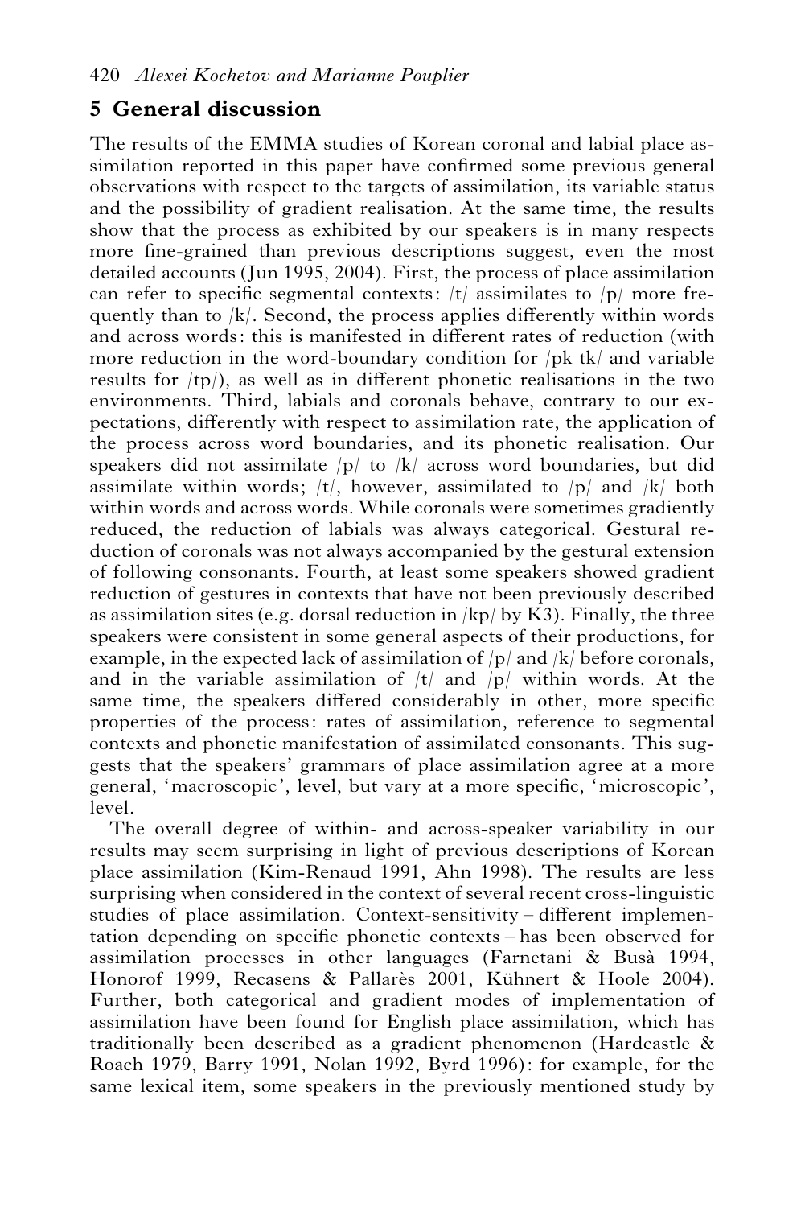## 5 General discussion

The results of the EMMA studies of Korean coronal and labial place assimilation reported in this paper have confirmed some previous general observations with respect to the targets of assimilation, its variable status and the possibility of gradient realisation. At the same time, the results show that the process as exhibited by our speakers is in many respects more fine-grained than previous descriptions suggest, even the most detailed accounts (Jun 1995, 2004). First, the process of place assimilation can refer to specific segmental contexts: /t/ assimilates to /p/ more frequently than to /k/. Second, the process applies differently within words and across words: this is manifested in different rates of reduction (with more reduction in the word-boundary condition for /pk tk/ and variable results for /tp/), as well as in different phonetic realisations in the two environments. Third, labials and coronals behave, contrary to our expectations, differently with respect to assimilation rate, the application of the process across word boundaries, and its phonetic realisation. Our speakers did not assimilate /p/ to /k/ across word boundaries, but did assimilate within words; /t/, however, assimilated to /p/ and /k/ both within words and across words. While coronals were sometimes gradiently reduced, the reduction of labials was always categorical. Gestural reduction of coronals was not always accompanied by the gestural extension of following consonants. Fourth, at least some speakers showed gradient reduction of gestures in contexts that have not been previously described as assimilation sites (e.g. dorsal reduction in /kp/ by K3). Finally, the three speakers were consistent in some general aspects of their productions, for example, in the expected lack of assimilation of /p/ and /k/ before coronals, and in the variable assimilation of /t/ and /p/ within words. At the same time, the speakers differed considerably in other, more specific properties of the process: rates of assimilation, reference to segmental contexts and phonetic manifestation of assimilated consonants. This suggests that the speakers' grammars of place assimilation agree at a more general, 'macroscopic', level, but vary at a more specific, 'microscopic', level.

The overall degree of within- and across-speaker variability in our results may seem surprising in light of previous descriptions of Korean place assimilation (Kim-Renaud 1991, Ahn 1998). The results are less surprising when considered in the context of several recent cross-linguistic studies of place assimilation. Context-sensitivity – different implementation depending on specific phonetic contexts – has been observed for assimilation processes in other languages (Farnetani & Busà 1994, Honorof 1999, Recasens & Pallarès 2001, Kühnert & Hoole 2004). Further, both categorical and gradient modes of implementation of assimilation have been found for English place assimilation, which has traditionally been described as a gradient phenomenon (Hardcastle & Roach 1979, Barry 1991, Nolan 1992, Byrd 1996): for example, for the same lexical item, some speakers in the previously mentioned study by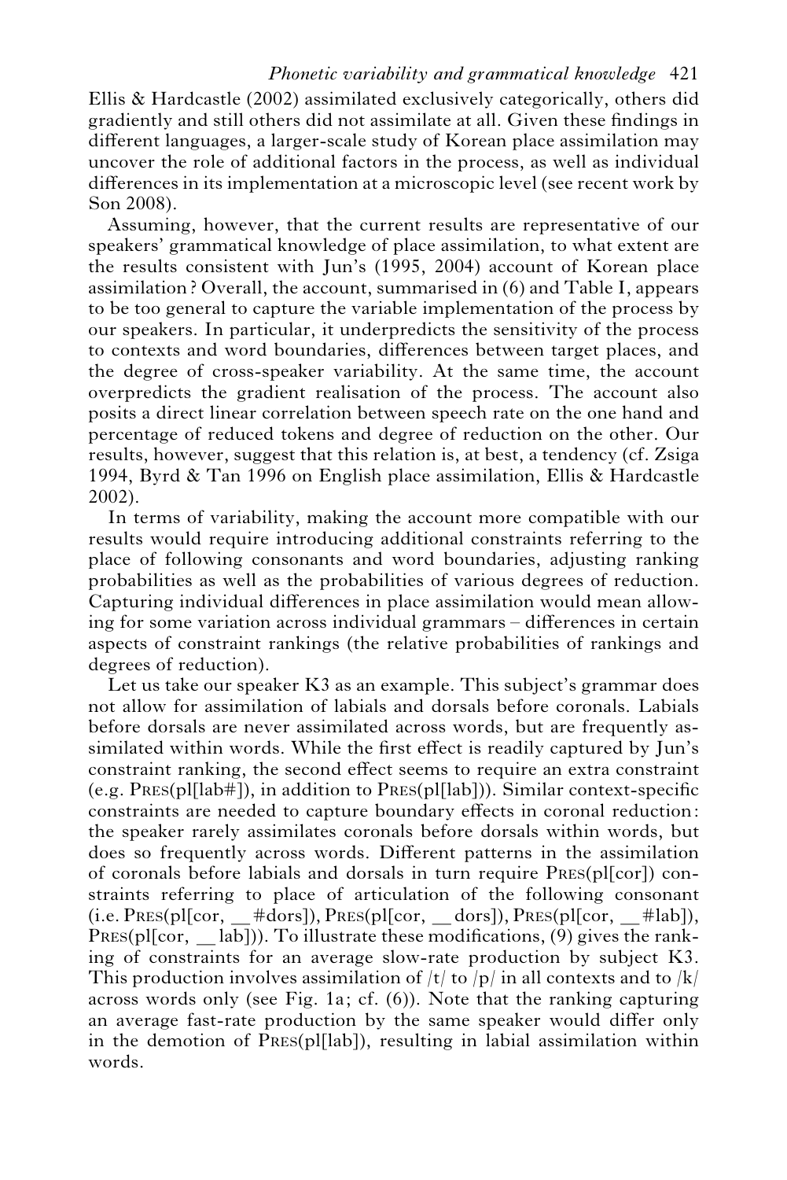Ellis & Hardcastle (2002) assimilated exclusively categorically, others did gradiently and still others did not assimilate at all. Given these findings in different languages, a larger-scale study of Korean place assimilation may uncover the role of additional factors in the process, as well as individual differences in its implementation at a microscopic level (see recent work by Son 2008).

Assuming, however, that the current results are representative of our speakers' grammatical knowledge of place assimilation, to what extent are the results consistent with Jun's (1995, 2004) account of Korean place assimilation? Overall, the account, summarised in (6) and Table I, appears to be too general to capture the variable implementation of the process by our speakers. In particular, it underpredicts the sensitivity of the process to contexts and word boundaries, differences between target places, and the degree of cross-speaker variability. At the same time, the account overpredicts the gradient realisation of the process. The account also posits a direct linear correlation between speech rate on the one hand and percentage of reduced tokens and degree of reduction on the other. Our results, however, suggest that this relation is, at best, a tendency (cf. Zsiga 1994, Byrd & Tan 1996 on English place assimilation, Ellis & Hardcastle 2002).

In terms of variability, making the account more compatible with our results would require introducing additional constraints referring to the place of following consonants and word boundaries, adjusting ranking probabilities as well as the probabilities of various degrees of reduction. Capturing individual differences in place assimilation would mean allowing for some variation across individual grammars – differences in certain aspects of constraint rankings (the relative probabilities of rankings and degrees of reduction).

Let us take our speaker K3 as an example. This subject's grammar does not allow for assimilation of labials and dorsals before coronals. Labials before dorsals are never assimilated across words, but are frequently assimilated within words. While the first effect is readily captured by Jun's constraint ranking, the second effect seems to require an extra constraint (e.g. PRES(pl[lab#]), in addition to PRES(pl[lab])). Similar context-specific constraints are needed to capture boundary effects in coronal reduction: the speaker rarely assimilates coronals before dorsals within words, but does so frequently across words. Different patterns in the assimilation of coronals before labials and dorsals in turn require PRES(pl[cor]) constraints referring to place of articulation of the following consonant (i.e. PRES(pl[cor, __#dors]), PRES(pl[cor, __dors]), PRES(pl[cor, __#lab]), PRES(pl[cor, __lab])). To illustrate these modifications, (9) gives the ranking of constraints for an average slow-rate production by subject K3. This production involves assimilation of /t/ to /p/ in all contexts and to /k/ across words only (see Fig. 1a; cf. (6)). Note that the ranking capturing an average fast-rate production by the same speaker would differ only in the demotion of PRES(pl[lab]), resulting in labial assimilation within words.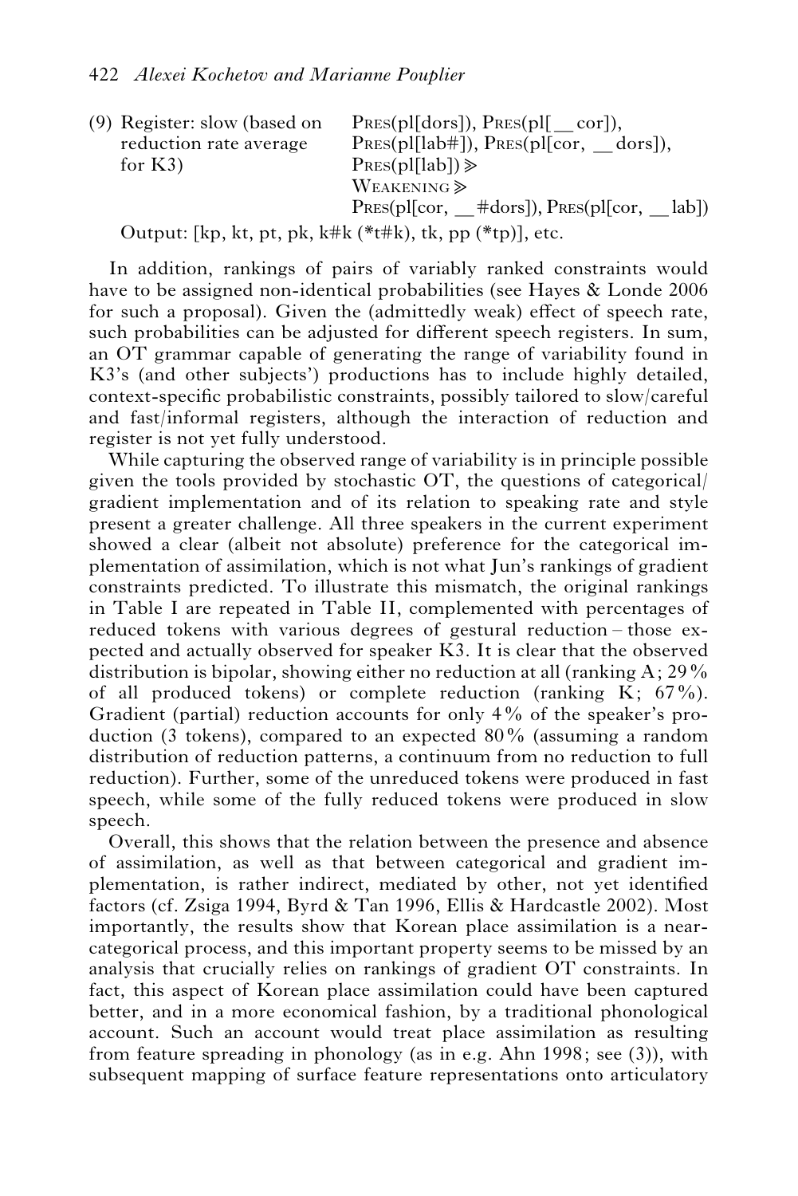(9) Register: slow (based on reduction rate average for K3)
PRES(pl[dors]), PRES(pl[__cor]), PRES(pl[lab#]), PRES(pl[cor, __dors]), PRES(pl[lab]) ≫ WEAKENING ≫ PRES(pl[cor, __#dors]), PRES(pl[cor, __lab])

Output: [kp, kt, pt, pk, k#k (*t#k), tk, pp (*tp)], etc.

In addition, rankings of pairs of variably ranked constraints would have to be assigned non-identical probabilities (see Hayes & Londe 2006 for such a proposal). Given the (admittedly weak) effect of speech rate, such probabilities can be adjusted for different speech registers. In sum, an OT grammar capable of generating the range of variability found in K3's (and other subjects') productions has to include highly detailed, context-specific probabilistic constraints, possibly tailored to slow/careful and fast/informal registers, although the interaction of reduction and register is not yet fully understood.

While capturing the observed range of variability is in principle possible given the tools provided by stochastic OT, the questions of categorical/gradient implementation and of its relation to speaking rate and style present a greater challenge. All three speakers in the current experiment showed a clear (albeit not absolute) preference for the categorical implementation of assimilation, which is not what Jun's rankings of gradient constraints predicted. To illustrate this mismatch, the original rankings in Table I are repeated in Table II, complemented with percentages of reduced tokens with various degrees of gestural reduction – those expected and actually observed for speaker K3. It is clear that the observed distribution is bipolar, showing either no reduction at all (ranking A; 29% of all produced tokens) or complete reduction (ranking K; 67%). Gradient (partial) reduction accounts for only 4% of the speaker's production (3 tokens), compared to an expected 80% (assuming a random distribution of reduction patterns, a continuum from no reduction to full reduction). Further, some of the unreduced tokens were produced in fast speech, while some of the fully reduced tokens were produced in slow speech.

Overall, this shows that the relation between the presence and absence of assimilation, as well as that between categorical and gradient implementation, is rather indirect, mediated by other, not yet identified factors (cf. Zsiga 1994, Byrd & Tan 1996, Ellis & Hardcastle 2002). Most importantly, the results show that Korean place assimilation is a near-categorical process, and this important property seems to be missed by an analysis that crucially relies on rankings of gradient OT constraints. In fact, this aspect of Korean place assimilation could have been captured better, and in a more economical fashion, by a traditional phonological account. Such an account would treat place assimilation as resulting from feature spreading in phonology (as in e.g. Ahn 1998; see (3)), with subsequent mapping of surface feature representations onto articulatory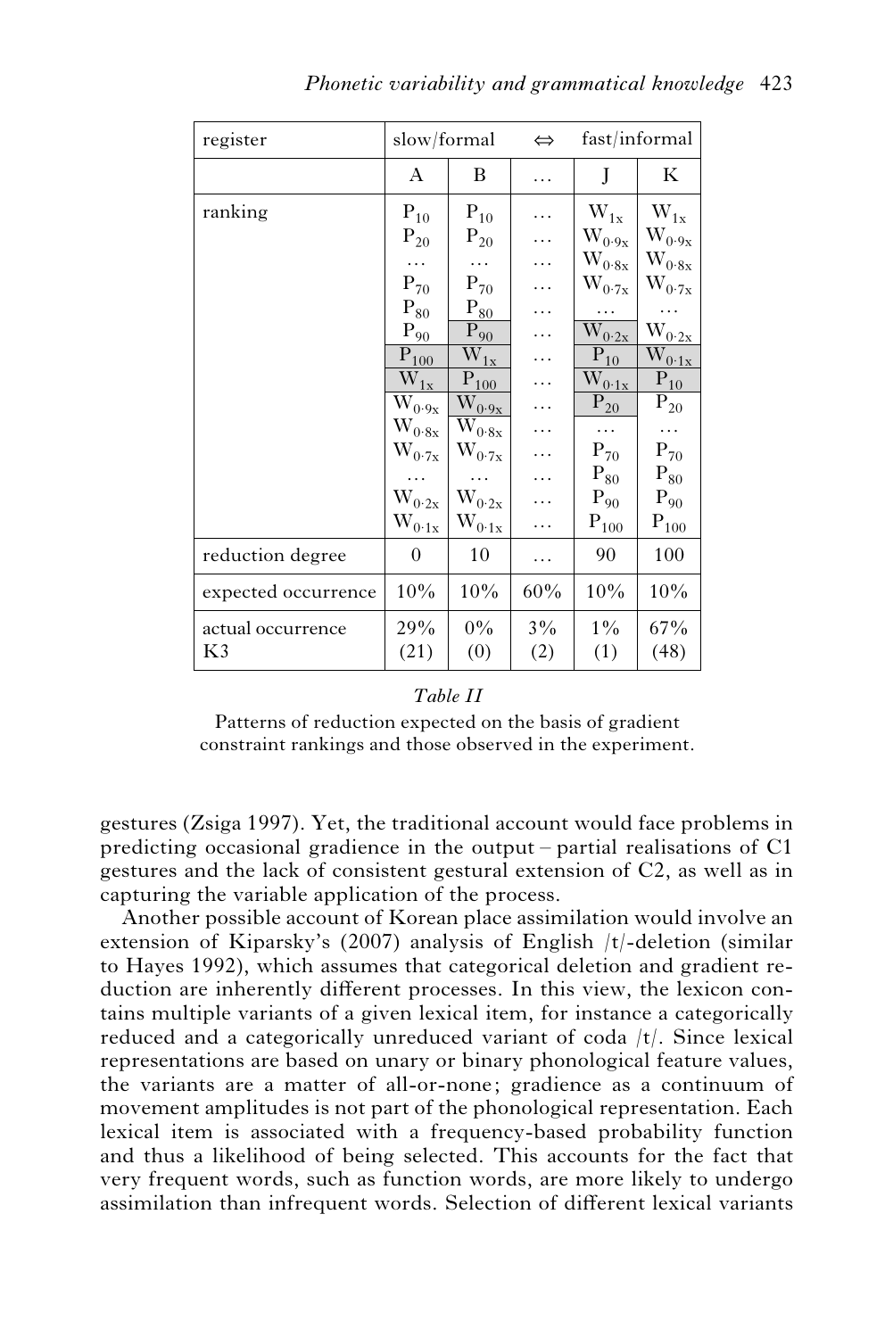| register | slow/formal | | ⇔ | fast/informal | |
|---|---|---|---|---|---|
| | A | B | … | J | K |
| ranking | $P_{10}$<br>$P_{20}$<br>…<br>$P_{70}$<br>$P_{80}$<br>$P_{90}$<br>$P_{100}$<br>$W_{1x}$<br>$W_{0 \cdot 9x}$<br>$W_{0 \cdot 8x}$<br>$W_{0 \cdot 7x}$<br>…<br>$W_{0 \cdot 2x}$<br>$W_{0 \cdot 1x}$ | $P_{10}$<br>$P_{20}$<br>…<br>$P_{70}$<br>$P_{80}$<br>$P_{90}$<br>$W_{1x}$<br>$P_{100}$<br>$W_{0 \cdot 9x}$<br>$W_{0 \cdot 8x}$<br>$W_{0 \cdot 7x}$<br>…<br>$W_{0 \cdot 2x}$<br>$W_{0 \cdot 1x}$ | …<br>…<br>…<br>…<br>…<br>…<br>…<br>…<br>…<br>…<br>…<br>…<br>…<br>… | $W_{1x}$<br>$W_{0 \cdot 9x}$<br>$W_{0 \cdot 8x}$<br>$W_{0 \cdot 7x}$<br>…<br>$W_{0 \cdot 2x}$<br>$P_{10}$<br>$W_{0 \cdot 1x}$<br>$P_{20}$<br>…<br>$P_{70}$<br>$P_{80}$<br>$P_{90}$<br>$P_{100}$ | $W_{1x}$<br>$W_{0 \cdot 9x}$<br>$W_{0 \cdot 8x}$<br>$W_{0 \cdot 7x}$<br>…<br>$W_{0 \cdot 2x}$<br>$W_{0 \cdot 1x}$<br>$P_{10}$<br>$P_{20}$<br>…<br>$P_{70}$<br>$P_{80}$<br>$P_{90}$<br>$P_{100}$ |
| reduction degree | 0 | 10 | … | 90 | 100 |
| expected occurrence | 10% | 10% | 60% | 10% | 10% |
| actual occurrence K3 | 29% (21) | 0% (0) | 3% (2) | 1% (1) | 67% (48) |

*Table II*

Patterns of reduction expected on the basis of gradient constraint rankings and those observed in the experiment.

gestures (Zsiga 1997). Yet, the traditional account would face problems in predicting occasional gradience in the output – partial realisations of C1 gestures and the lack of consistent gestural extension of C2, as well as in capturing the variable application of the process.

Another possible account of Korean place assimilation would involve an extension of Kiparsky's (2007) analysis of English /t/-deletion (similar to Hayes 1992), which assumes that categorical deletion and gradient reduction are inherently different processes. In this view, the lexicon contains multiple variants of a given lexical item, for instance a categorically reduced and a categorically unreduced variant of coda /t/. Since lexical representations are based on unary or binary phonological feature values, the variants are a matter of all-or-none; gradience as a continuum of movement amplitudes is not part of the phonological representation. Each lexical item is associated with a frequency-based probability function and thus a likelihood of being selected. This accounts for the fact that very frequent words, such as function words, are more likely to undergo assimilation than infrequent words. Selection of different lexical variants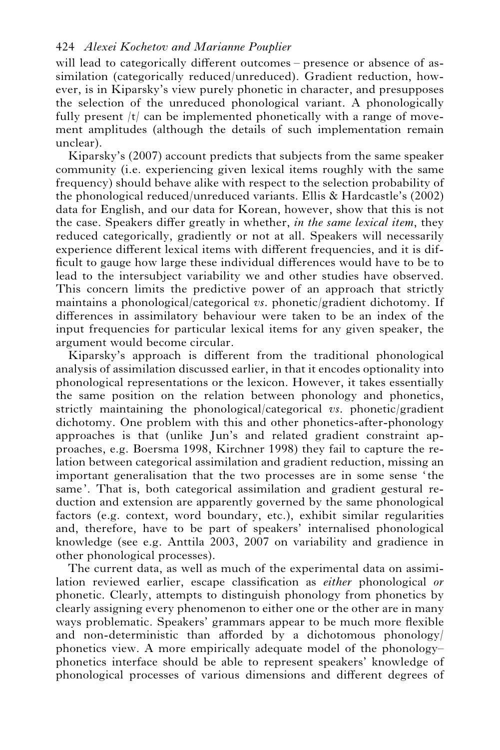will lead to categorically different outcomes – presence or absence of assimilation (categorically reduced/unreduced). Gradient reduction, however, is in Kiparsky's view purely phonetic in character, and presupposes the selection of the unreduced phonological variant. A phonologically fully present /t/ can be implemented phonetically with a range of movement amplitudes (although the details of such implementation remain unclear).

Kiparsky's (2007) account predicts that subjects from the same speaker community (i.e. experiencing given lexical items roughly with the same frequency) should behave alike with respect to the selection probability of the phonological reduced/unreduced variants. Ellis & Hardcastle's (2002) data for English, and our data for Korean, however, show that this is not the case. Speakers differ greatly in whether, *in the same lexical item*, they reduced categorically, gradiently or not at all. Speakers will necessarily experience different lexical items with different frequencies, and it is difficult to gauge how large these individual differences would have to be to lead to the intersubject variability we and other studies have observed. This concern limits the predictive power of an approach that strictly maintains a phonological/categorical *vs.* phonetic/gradient dichotomy. If differences in assimilatory behaviour were taken to be an index of the input frequencies for particular lexical items for any given speaker, the argument would become circular.

Kiparsky's approach is different from the traditional phonological analysis of assimilation discussed earlier, in that it encodes optionality into phonological representations or the lexicon. However, it takes essentially the same position on the relation between phonology and phonetics, strictly maintaining the phonological/categorical *vs.* phonetic/gradient dichotomy. One problem with this and other phonetics-after-phonology approaches is that (unlike Jun's and related gradient constraint approaches, e.g. Boersma 1998, Kirchner 1998) they fail to capture the relation between categorical assimilation and gradient reduction, missing an important generalisation that the two processes are in some sense 'the same'. That is, both categorical assimilation and gradient gestural reduction and extension are apparently governed by the same phonological factors (e.g. context, word boundary, etc.), exhibit similar regularities and, therefore, have to be part of speakers' internalised phonological knowledge (see e.g. Anttila 2003, 2007 on variability and gradience in other phonological processes).

The current data, as well as much of the experimental data on assimilation reviewed earlier, escape classification as *either* phonological *or* phonetic. Clearly, attempts to distinguish phonology from phonetics by clearly assigning every phenomenon to either one or the other are in many ways problematic. Speakers' grammars appear to be much more flexible and non-deterministic than afforded by a dichotomous phonology/phonetics view. A more empirically adequate model of the phonology–phonetics interface should be able to represent speakers' knowledge of phonological processes of various dimensions and different degrees of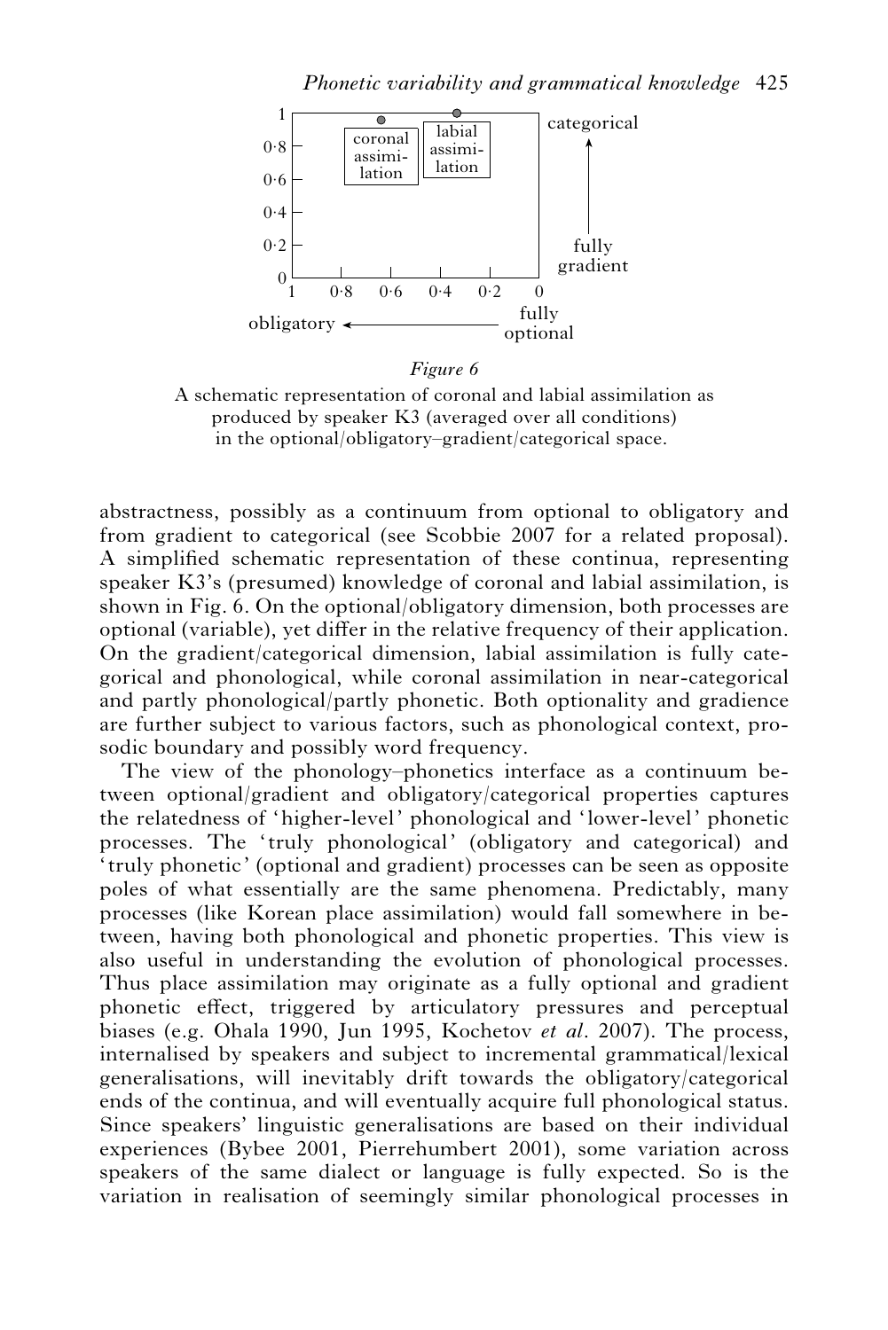*Figure 6*

A schematic representation of coronal and labial assimilation as produced by speaker K3 (averaged over all conditions) in the optional/obligatory–gradient/categorical space.

abstractness, possibly as a continuum from optional to obligatory and from gradient to categorical (see Scobbie 2007 for a related proposal). A simplified schematic representation of these continua, representing speaker K3's (presumed) knowledge of coronal and labial assimilation, is shown in Fig. 6. On the optional/obligatory dimension, both processes are optional (variable), yet differ in the relative frequency of their application. On the gradient/categorical dimension, labial assimilation is fully categorical and phonological, while coronal assimilation in near-categorical and partly phonological/partly phonetic. Both optionality and gradience are further subject to various factors, such as phonological context, prosodic boundary and possibly word frequency.

The view of the phonology–phonetics interface as a continuum between optional/gradient and obligatory/categorical properties captures the relatedness of 'higher-level' phonological and 'lower-level' phonetic processes. The 'truly phonological' (obligatory and categorical) and 'truly phonetic' (optional and gradient) processes can be seen as opposite poles of what essentially are the same phenomena. Predictably, many processes (like Korean place assimilation) would fall somewhere in between, having both phonological and phonetic properties. This view is also useful in understanding the evolution of phonological processes. Thus place assimilation may originate as a fully optional and gradient phonetic effect, triggered by articulatory pressures and perceptual biases (e.g. Ohala 1990, Jun 1995, Kochetov *et al*. 2007). The process, internalised by speakers and subject to incremental grammatical/lexical generalisations, will inevitably drift towards the obligatory/categorical ends of the continua, and will eventually acquire full phonological status. Since speakers' linguistic generalisations are based on their individual experiences (Bybee 2001, Pierrehumbert 2001), some variation across speakers of the same dialect or language is fully expected. So is the variation in realisation of seemingly similar phonological processes in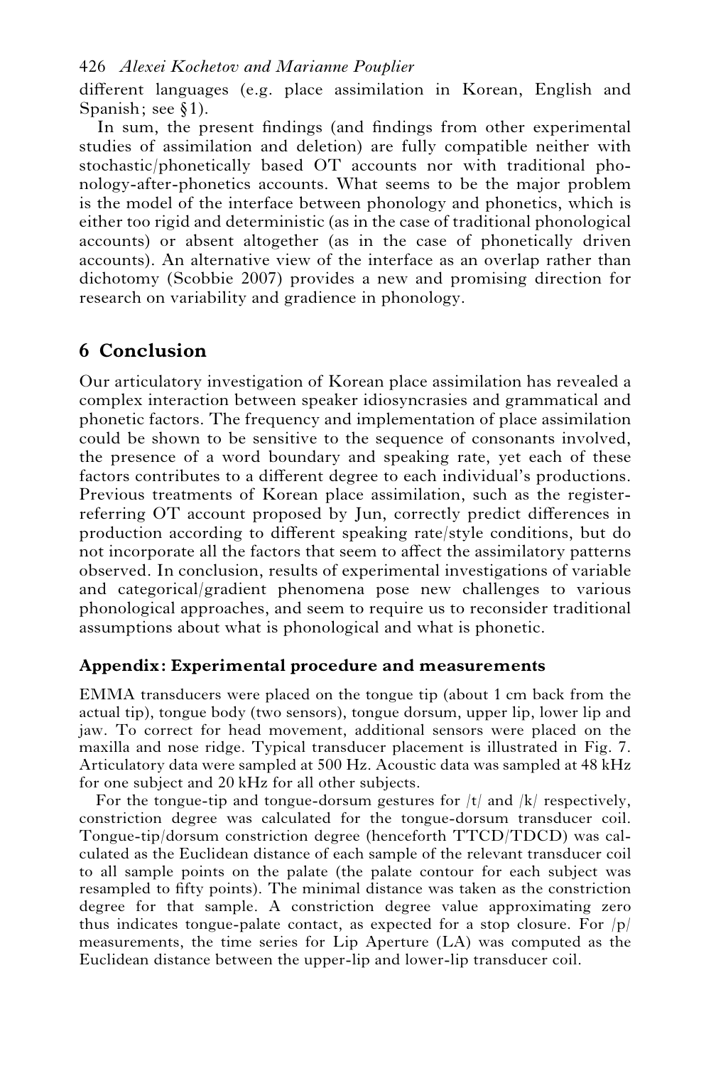different languages (e.g. place assimilation in Korean, English and Spanish; see §1).

In sum, the present findings (and findings from other experimental studies of assimilation and deletion) are fully compatible neither with stochastic/phonetically based OT accounts nor with traditional phonology-after-phonetics accounts. What seems to be the major problem is the model of the interface between phonology and phonetics, which is either too rigid and deterministic (as in the case of traditional phonological accounts) or absent altogether (as in the case of phonetically driven accounts). An alternative view of the interface as an overlap rather than dichotomy (Scobbie 2007) provides a new and promising direction for research on variability and gradience in phonology.

## 6 Conclusion

Our articulatory investigation of Korean place assimilation has revealed a complex interaction between speaker idiosyncrasies and grammatical and phonetic factors. The frequency and implementation of place assimilation could be shown to be sensitive to the sequence of consonants involved, the presence of a word boundary and speaking rate, yet each of these factors contributes to a different degree to each individual's productions. Previous treatments of Korean place assimilation, such as the register-referring OT account proposed by Jun, correctly predict differences in production according to different speaking rate/style conditions, but do not incorporate all the factors that seem to affect the assimilatory patterns observed. In conclusion, results of experimental investigations of variable and categorical/gradient phenomena pose new challenges to various phonological approaches, and seem to require us to reconsider traditional assumptions about what is phonological and what is phonetic.

### Appendix: Experimental procedure and measurements

EMMA transducers were placed on the tongue tip (about 1 cm back from the actual tip), tongue body (two sensors), tongue dorsum, upper lip, lower lip and jaw. To correct for head movement, additional sensors were placed on the maxilla and nose ridge. Typical transducer placement is illustrated in Fig. 7. Articulatory data were sampled at 500 Hz. Acoustic data was sampled at 48 kHz for one subject and 20 kHz for all other subjects.

For the tongue-tip and tongue-dorsum gestures for /t/ and /k/ respectively, constriction degree was calculated for the tongue-dorsum transducer coil. Tongue-tip/dorsum constriction degree (henceforth TTCD/TDCD) was calculated as the Euclidean distance of each sample of the relevant transducer coil to all sample points on the palate (the palate contour for each subject was resampled to fifty points). The minimal distance was taken as the constriction degree for that sample. A constriction degree value approximating zero thus indicates tongue-palate contact, as expected for a stop closure. For /p/ measurements, the time series for Lip Aperture (LA) was computed as the Euclidean distance between the upper-lip and lower-lip transducer coil.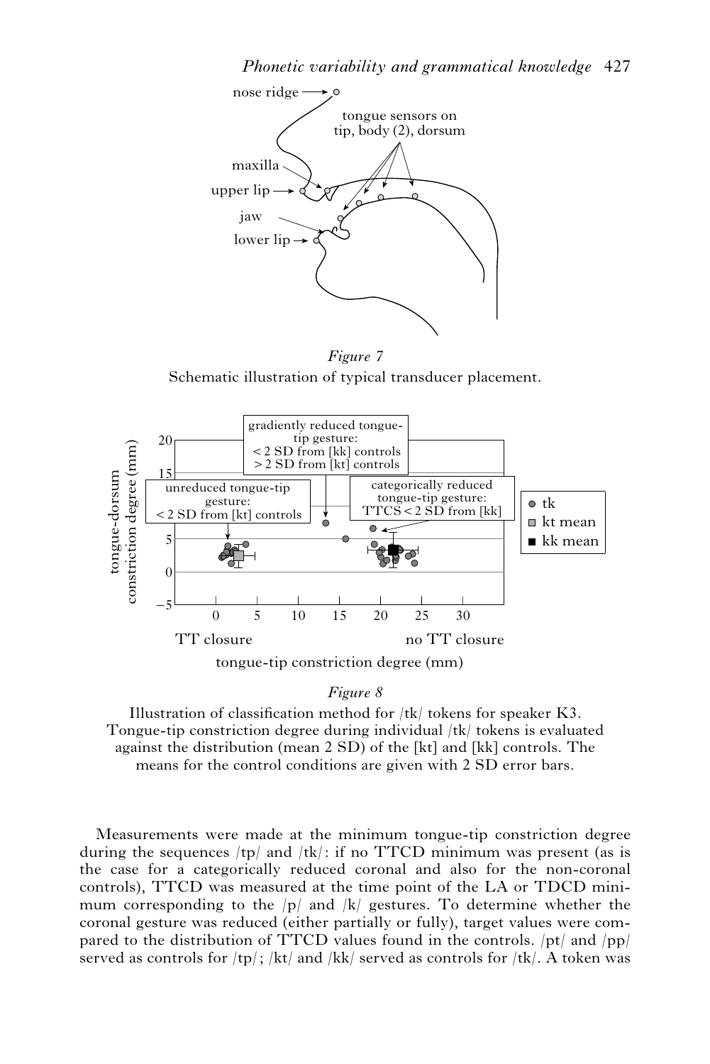*Figure 7*

Schematic illustration of typical transducer placement.

*Figure 8*

Illustration of classification method for /tk/ tokens for speaker K3. Tongue-tip constriction degree during individual /tk/ tokens is evaluated against the distribution (mean 2 SD) of the [kt] and [kk] controls. The means for the control conditions are given with 2 SD error bars.

Measurements were made at the minimum tongue-tip constriction degree during the sequences /tp/ and /tk/: if no TTCD minimum was present (as is the case for a categorically reduced coronal and also for the non-coronal controls), TTCD was measured at the time point of the LA or TDCD minimum corresponding to the /p/ and /k/ gestures. To determine whether the coronal gesture was reduced (either partially or fully), target values were compared to the distribution of TTCD values found in the controls. /pt/ and /pp/ served as controls for /tp/; /kt/ and /kk/ served as controls for /tk/. A token was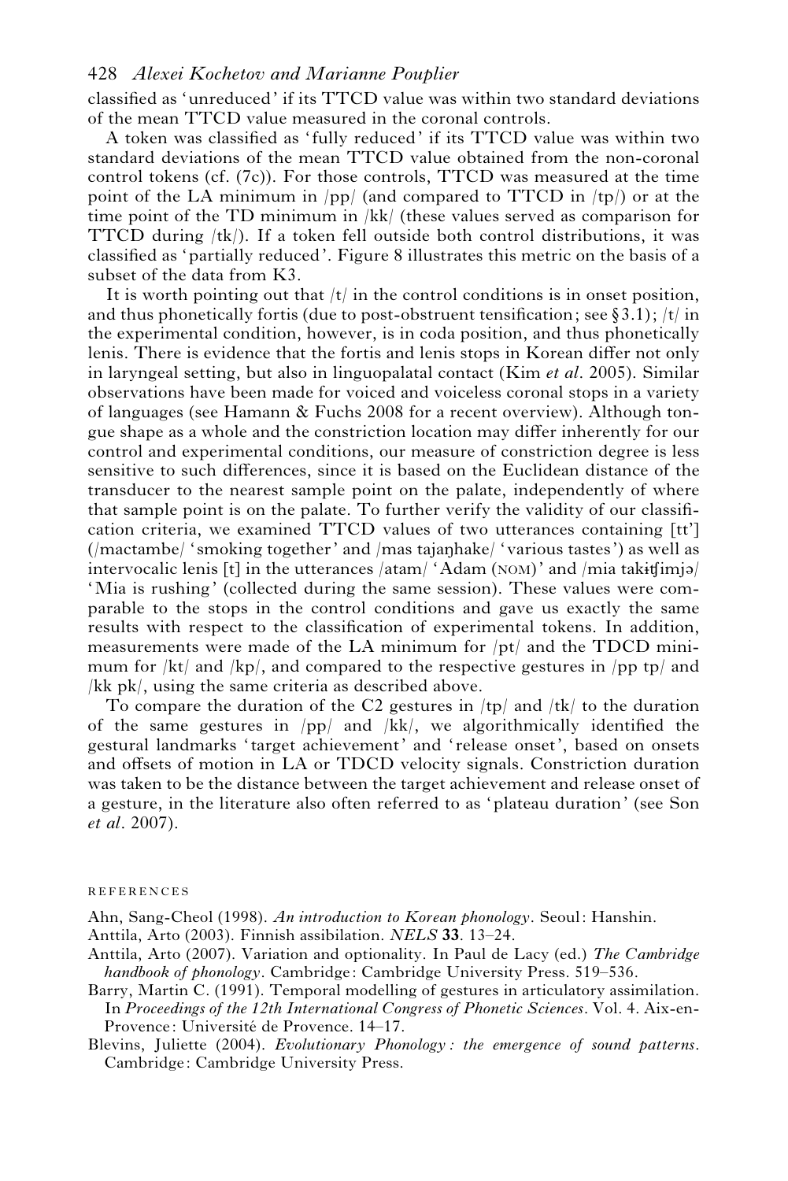classified as 'unreduced' if its TTCD value was within two standard deviations of the mean TTCD value measured in the coronal controls.

A token was classified as 'fully reduced' if its TTCD value was within two standard deviations of the mean TTCD value obtained from the non-coronal control tokens (cf. (7c)). For those controls, TTCD was measured at the time point of the LA minimum in /pp/ (and compared to TTCD in /tp/) or at the time point of the TD minimum in /kk/ (these values served as comparison for TTCD during /tk/). If a token fell outside both control distributions, it was classified as 'partially reduced'. Figure 8 illustrates this metric on the basis of a subset of the data from K3.

It is worth pointing out that /t/ in the control conditions is in onset position, and thus phonetically fortis (due to post-obstruent tensification; see §3.1); /t/ in the experimental condition, however, is in coda position, and thus phonetically lenis. There is evidence that the fortis and lenis stops in Korean differ not only in laryngeal setting, but also in linguopalatal contact (Kim *et al*. 2005). Similar observations have been made for voiced and voiceless coronal stops in a variety of languages (see Hamann & Fuchs 2008 for a recent overview). Although tongue shape as a whole and the constriction location may differ inherently for our control and experimental conditions, our measure of constriction degree is less sensitive to such differences, since it is based on the Euclidean distance of the transducer to the nearest sample point on the palate, independently of where that sample point is on the palate. To further verify the validity of our classification criteria, we examined TTCD values of two utterances containing [tt'] (/mactambe/ 'smoking together' and /mas tajaŋhake/ 'various tastes') as well as intervocalic lenis [t] in the utterances /atam/ 'Adam (NOM)' and /mia takɨʧimjə/ 'Mia is rushing' (collected during the same session). These values were comparable to the stops in the control conditions and gave us exactly the same results with respect to the classification of experimental tokens. In addition, measurements were made of the LA minimum for /pt/ and the TDCD minimum for /kt/ and /kp/, and compared to the respective gestures in /pp tp/ and /kk pk/, using the same criteria as described above.

To compare the duration of the C2 gestures in /tp/ and /tk/ to the duration of the same gestures in /pp/ and /kk/, we algorithmically identified the gestural landmarks 'target achievement' and 'release onset', based on onsets and offsets of motion in LA or TDCD velocity signals. Constriction duration was taken to be the distance between the target achievement and release onset of a gesture, in the literature also often referred to as 'plateau duration' (see Son *et al*. 2007).

## REFERENCES

Ahn, Sang-Cheol (1998). *An introduction to Korean phonology*. Seoul: Hanshin.

Anttila, Arto (2003). Finnish assibilation. *NELS* **33**. 13–24.

Anttila, Arto (2007). Variation and optionality. In Paul de Lacy (ed.) *The Cambridge handbook of phonology*. Cambridge: Cambridge University Press. 519–536.

Barry, Martin C. (1991). Temporal modelling of gestures in articulatory assimilation. In *Proceedings of the 12th International Congress of Phonetic Sciences*. Vol. 4. Aix-en-Provence: Université de Provence. 14–17.

Blevins, Juliette (2004). *Evolutionary Phonology: the emergence of sound patterns*. Cambridge: Cambridge University Press.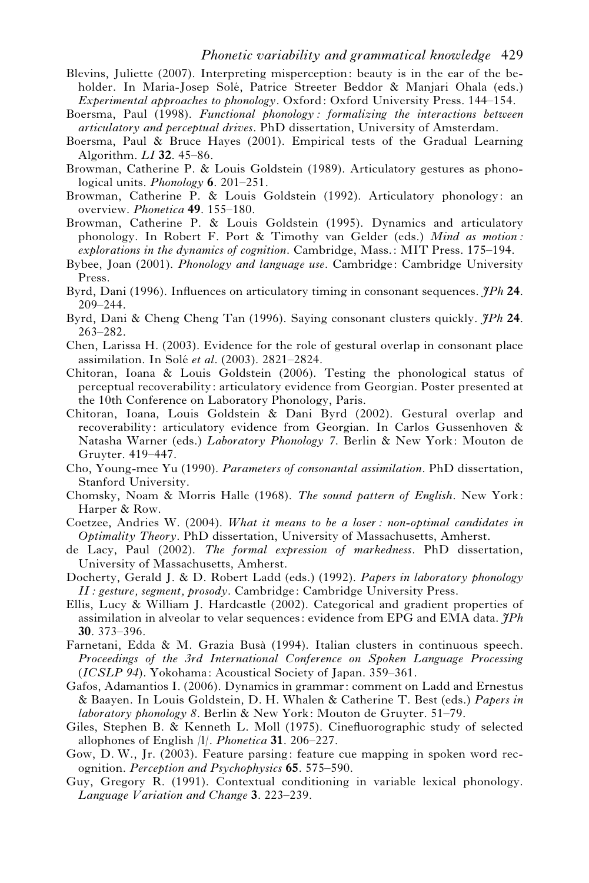Blevins, Juliette (2007). Interpreting misperception: beauty is in the ear of the beholder. In Maria-Josep Solé, Patrice Streeter Beddor & Manjari Ohala (eds.) *Experimental approaches to phonology*. Oxford: Oxford University Press. 144–154.

Boersma, Paul (1998). *Functional phonology: formalizing the interactions between articulatory and perceptual drives*. PhD dissertation, University of Amsterdam.

Boersma, Paul & Bruce Hayes (2001). Empirical tests of the Gradual Learning Algorithm. *LI* **32**. 45–86.

Browman, Catherine P. & Louis Goldstein (1989). Articulatory gestures as phonological units. *Phonology* **6**. 201–251.

Browman, Catherine P. & Louis Goldstein (1992). Articulatory phonology: an overview. *Phonetica* **49**. 155–180.

Browman, Catherine P. & Louis Goldstein (1995). Dynamics and articulatory phonology. In Robert F. Port & Timothy van Gelder (eds.) *Mind as motion: explorations in the dynamics of cognition*. Cambridge, Mass.: MIT Press. 175–194.

Bybee, Joan (2001). *Phonology and language use*. Cambridge: Cambridge University Press.

Byrd, Dani (1996). Influences on articulatory timing in consonant sequences. *JPh* **24**. 209–244.

Byrd, Dani & Cheng Cheng Tan (1996). Saying consonant clusters quickly. *JPh* **24**. 263–282.

Chen, Larissa H. (2003). Evidence for the role of gestural overlap in consonant place assimilation. In Solé *et al*. (2003). 2821–2824.

Chitoran, Ioana & Louis Goldstein (2006). Testing the phonological status of perceptual recoverability: articulatory evidence from Georgian. Poster presented at the 10th Conference on Laboratory Phonology, Paris.

Chitoran, Ioana, Louis Goldstein & Dani Byrd (2002). Gestural overlap and recoverability: articulatory evidence from Georgian. In Carlos Gussenhoven & Natasha Warner (eds.) *Laboratory Phonology 7*. Berlin & New York: Mouton de Gruyter. 419–447.

Cho, Young-mee Yu (1990). *Parameters of consonantal assimilation*. PhD dissertation, Stanford University.

Chomsky, Noam & Morris Halle (1968). *The sound pattern of English*. New York: Harper & Row.

Coetzee, Andries W. (2004). *What it means to be a loser: non-optimal candidates in Optimality Theory*. PhD dissertation, University of Massachusetts, Amherst.

de Lacy, Paul (2002). *The formal expression of markedness*. PhD dissertation, University of Massachusetts, Amherst.

Docherty, Gerald J. & D. Robert Ladd (eds.) (1992). *Papers in laboratory phonology II: gesture, segment, prosody*. Cambridge: Cambridge University Press.

Ellis, Lucy & William J. Hardcastle (2002). Categorical and gradient properties of assimilation in alveolar to velar sequences: evidence from EPG and EMA data. *JPh* **30**. 373–396.

Farnetani, Edda & M. Grazia Busà (1994). Italian clusters in continuous speech. *Proceedings of the 3rd International Conference on Spoken Language Processing* (*ICSLP 94*). Yokohama: Acoustical Society of Japan. 359–361.

Gafos, Adamantios I. (2006). Dynamics in grammar: comment on Ladd and Ernestus & Baayen. In Louis Goldstein, D. H. Whalen & Catherine T. Best (eds.) *Papers in laboratory phonology 8*. Berlin & New York: Mouton de Gruyter. 51–79.

Giles, Stephen B. & Kenneth L. Moll (1975). Cinefluorographic study of selected allophones of English /l/. *Phonetica* **31**. 206–227.

Gow, D. W., Jr. (2003). Feature parsing: feature cue mapping in spoken word recognition. *Perception and Psychophysics* **65**. 575–590.

Guy, Gregory R. (1991). Contextual conditioning in variable lexical phonology. *Language Variation and Change* **3**. 223–239.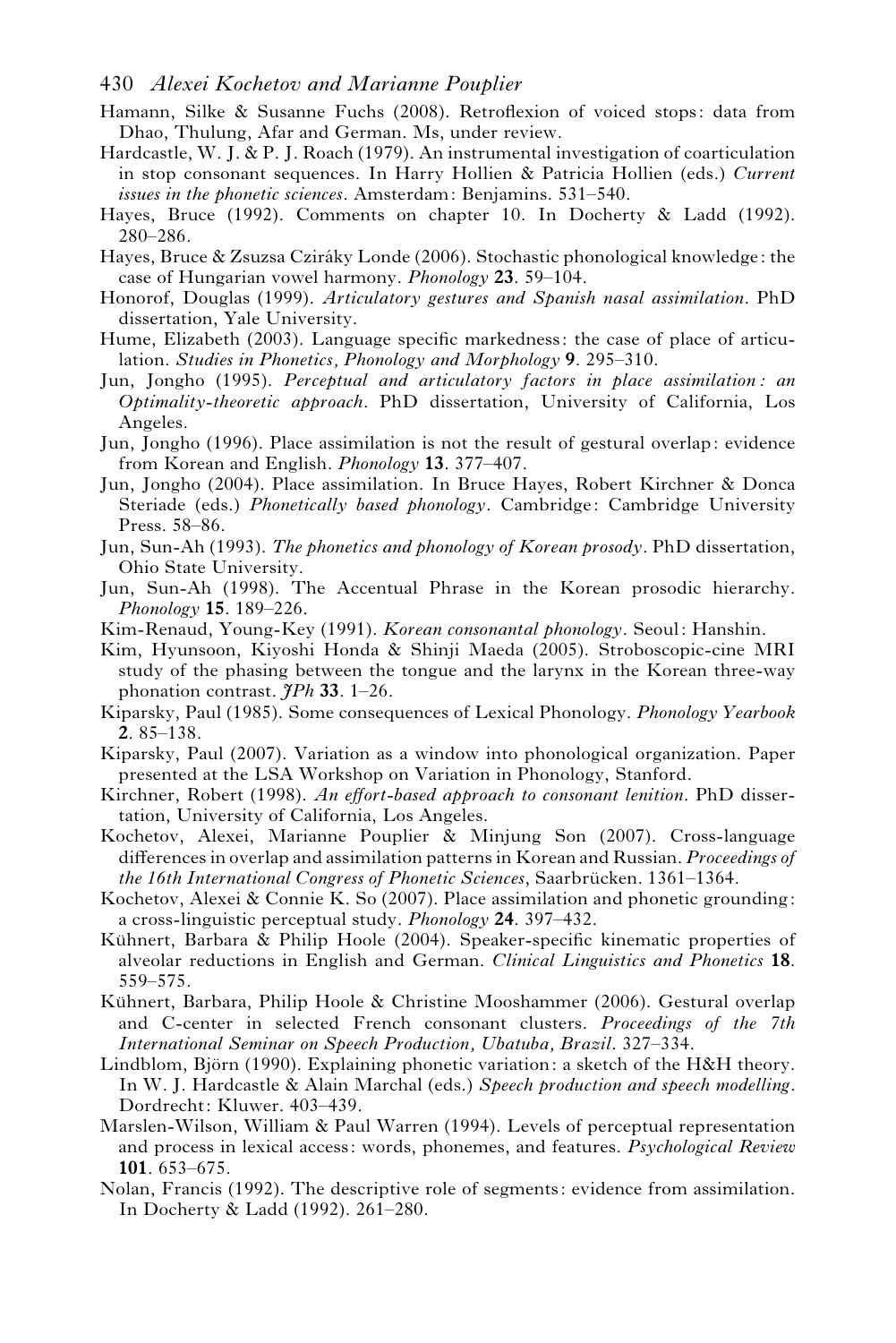Hamann, Silke & Susanne Fuchs (2008). Retroflexion of voiced stops: data from Dhao, Thulung, Afar and German. Ms, under review.

Hardcastle, W. J. & P. J. Roach (1979). An instrumental investigation of coarticulation in stop consonant sequences. In Harry Hollien & Patricia Hollien (eds.) *Current issues in the phonetic sciences*. Amsterdam: Benjamins. 531–540.

Hayes, Bruce (1992). Comments on chapter 10. In Docherty & Ladd (1992). 280–286.

Hayes, Bruce & Zsuzsa Cziráky Londe (2006). Stochastic phonological knowledge: the case of Hungarian vowel harmony. *Phonology* **23**. 59–104.

Honorof, Douglas (1999). *Articulatory gestures and Spanish nasal assimilation*. PhD dissertation, Yale University.

Hume, Elizabeth (2003). Language specific markedness: the case of place of articulation. *Studies in Phonetics, Phonology and Morphology* **9**. 295–310.

Jun, Jongho (1995). *Perceptual and articulatory factors in place assimilation: an Optimality-theoretic approach*. PhD dissertation, University of California, Los Angeles.

Jun, Jongho (1996). Place assimilation is not the result of gestural overlap: evidence from Korean and English. *Phonology* **13**. 377–407.

Jun, Jongho (2004). Place assimilation. In Bruce Hayes, Robert Kirchner & Donca Steriade (eds.) *Phonetically based phonology*. Cambridge: Cambridge University Press. 58–86.

Jun, Sun-Ah (1993). *The phonetics and phonology of Korean prosody*. PhD dissertation, Ohio State University.

Jun, Sun-Ah (1998). The Accentual Phrase in the Korean prosodic hierarchy. *Phonology* **15**. 189–226.

Kim-Renaud, Young-Key (1991). *Korean consonantal phonology*. Seoul: Hanshin.

Kim, Hyunsoon, Kiyoshi Honda & Shinji Maeda (2005). Stroboscopic-cine MRI study of the phasing between the tongue and the larynx in the Korean three-way phonation contrast. *JPh* **33**. 1–26.

Kiparsky, Paul (1985). Some consequences of Lexical Phonology. *Phonology Yearbook* **2**. 85–138.

Kiparsky, Paul (2007). Variation as a window into phonological organization. Paper presented at the LSA Workshop on Variation in Phonology, Stanford.

Kirchner, Robert (1998). *An effort-based approach to consonant lenition*. PhD dissertation, University of California, Los Angeles.

Kochetov, Alexei, Marianne Pouplier & Minjung Son (2007). Cross-language differences in overlap and assimilation patterns in Korean and Russian. *Proceedings of the 16th International Congress of Phonetic Sciences*, Saarbrücken. 1361–1364.

Kochetov, Alexei & Connie K. So (2007). Place assimilation and phonetic grounding: a cross-linguistic perceptual study. *Phonology* **24**. 397–432.

Kühnert, Barbara & Philip Hoole (2004). Speaker-specific kinematic properties of alveolar reductions in English and German. *Clinical Linguistics and Phonetics* **18**. 559–575.

Kühnert, Barbara, Philip Hoole & Christine Mooshammer (2006). Gestural overlap and C-center in selected French consonant clusters. *Proceedings of the 7th International Seminar on Speech Production, Ubatuba, Brazil*. 327–334.

Lindblom, Björn (1990). Explaining phonetic variation: a sketch of the H&H theory. In W. J. Hardcastle & Alain Marchal (eds.) *Speech production and speech modelling*. Dordrecht: Kluwer. 403–439.

Marslen-Wilson, William & Paul Warren (1994). Levels of perceptual representation and process in lexical access: words, phonemes, and features. *Psychological Review* **101**. 653–675.

Nolan, Francis (1992). The descriptive role of segments: evidence from assimilation. In Docherty & Ladd (1992). 261–280.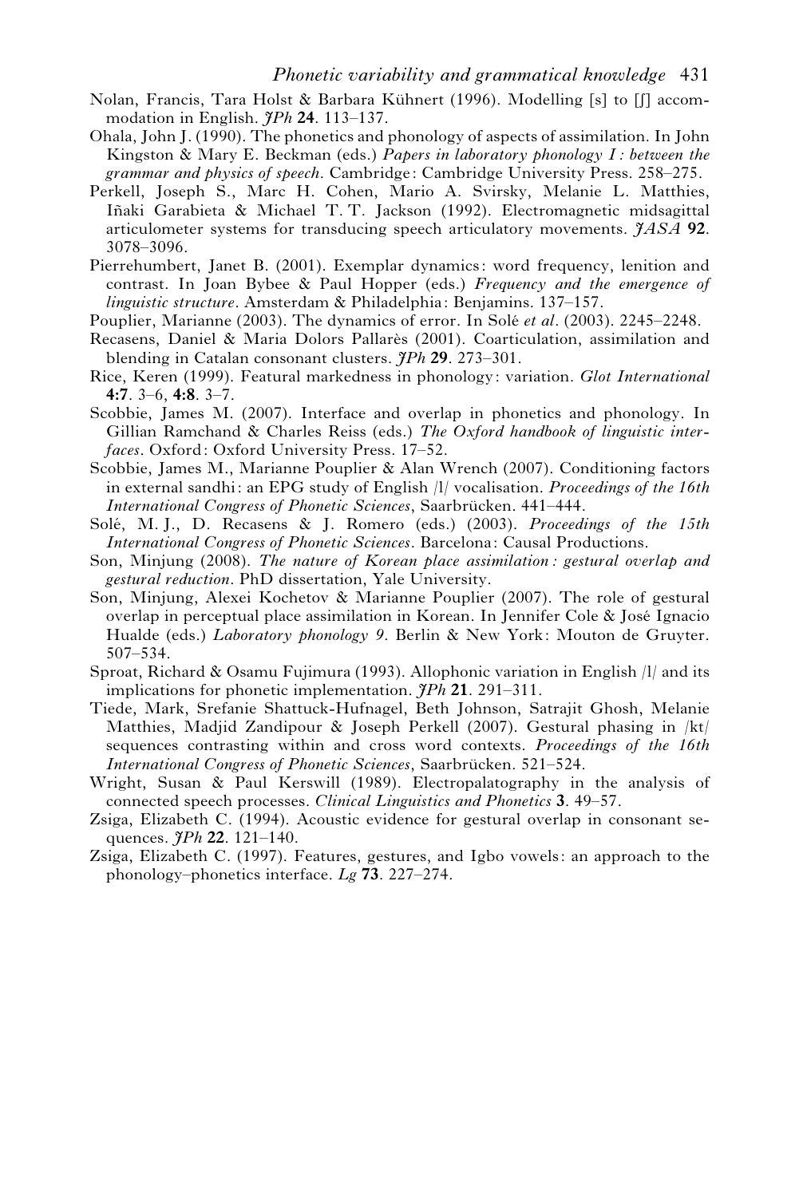Nolan, Francis, Tara Holst & Barbara Kühnert (1996). Modelling [s] to [ʃ] accommodation in English. *JPh* **24**. 113–137.

Ohala, John J. (1990). The phonetics and phonology of aspects of assimilation. In John Kingston & Mary E. Beckman (eds.) *Papers in laboratory phonology I: between the grammar and physics of speech*. Cambridge: Cambridge University Press. 258–275.

Perkell, Joseph S., Marc H. Cohen, Mario A. Svirsky, Melanie L. Matthies, Iñaki Garabieta & Michael T. T. Jackson (1992). Electromagnetic midsagittal articulometer systems for transducing speech articulatory movements. *JASA* **92**. 3078–3096.

Pierrehumbert, Janet B. (2001). Exemplar dynamics: word frequency, lenition and contrast. In Joan Bybee & Paul Hopper (eds.) *Frequency and the emergence of linguistic structure*. Amsterdam & Philadelphia: Benjamins. 137–157.

Pouplier, Marianne (2003). The dynamics of error. In Solé *et al*. (2003). 2245–2248.

Recasens, Daniel & Maria Dolors Pallarès (2001). Coarticulation, assimilation and blending in Catalan consonant clusters. *JPh* **29**. 273–301.

Rice, Keren (1999). Featural markedness in phonology: variation. *Glot International* **4:7**. 3–6, **4:8**. 3–7.

Scobbie, James M. (2007). Interface and overlap in phonetics and phonology. In Gillian Ramchand & Charles Reiss (eds.) *The Oxford handbook of linguistic interfaces*. Oxford: Oxford University Press. 17–52.

Scobbie, James M., Marianne Pouplier & Alan Wrench (2007). Conditioning factors in external sandhi: an EPG study of English /l/ vocalisation. *Proceedings of the 16th International Congress of Phonetic Sciences*, Saarbrücken. 441–444.

Solé, M. J., D. Recasens & J. Romero (eds.) (2003). *Proceedings of the 15th International Congress of Phonetic Sciences*. Barcelona: Causal Productions.

Son, Minjung (2008). *The nature of Korean place assimilation: gestural overlap and gestural reduction*. PhD dissertation, Yale University.

Son, Minjung, Alexei Kochetov & Marianne Pouplier (2007). The role of gestural overlap in perceptual place assimilation in Korean. In Jennifer Cole & José Ignacio Hualde (eds.) *Laboratory phonology 9*. Berlin & New York: Mouton de Gruyter. 507–534.

Sproat, Richard & Osamu Fujimura (1993). Allophonic variation in English /l/ and its implications for phonetic implementation. *JPh* **21**. 291–311.

Tiede, Mark, Srefanie Shattuck-Hufnagel, Beth Johnson, Satrajit Ghosh, Melanie Matthies, Madjid Zandipour & Joseph Perkell (2007). Gestural phasing in /kt/ sequences contrasting within and cross word contexts. *Proceedings of the 16th International Congress of Phonetic Sciences*, Saarbrücken. 521–524.

Wright, Susan & Paul Kerswill (1989). Electropalatography in the analysis of connected speech processes. *Clinical Linguistics and Phonetics* **3**. 49–57.

Zsiga, Elizabeth C. (1994). Acoustic evidence for gestural overlap in consonant sequences. *JPh* **22**. 121–140.

Zsiga, Elizabeth C. (1997). Features, gestures, and Igbo vowels: an approach to the phonology–phonetics interface. *Lg* **73**. 227–274.